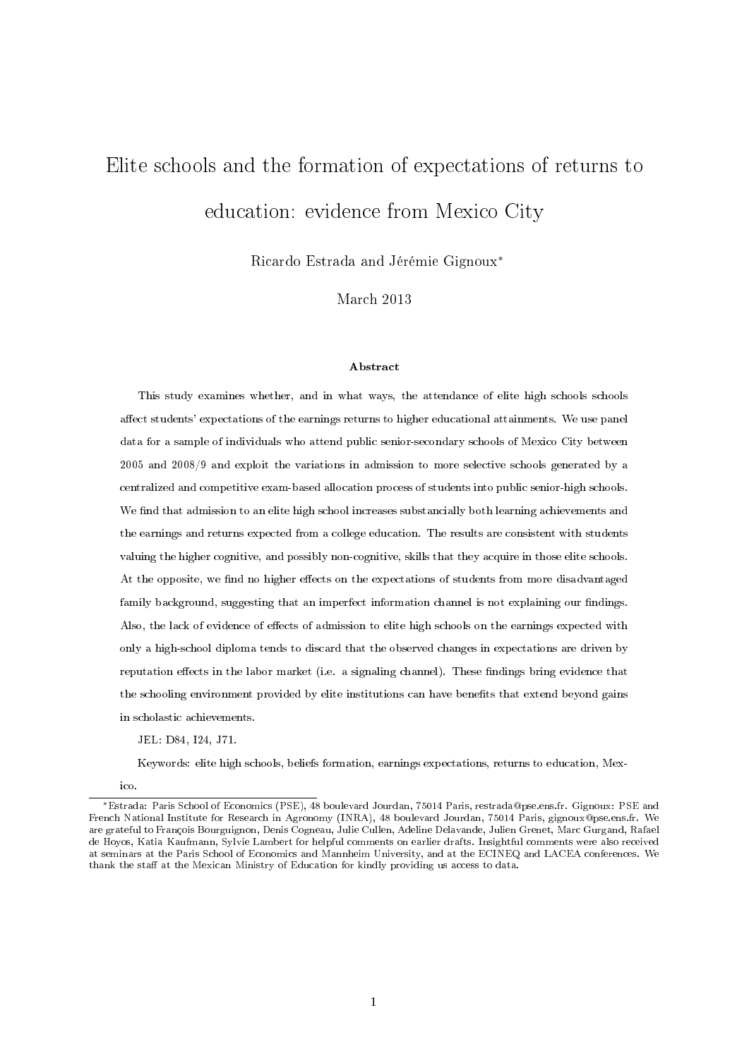# Elite schools and the formation of expectations of returns to education: evidence from Mexico City

Ricardo Estrada and Jérémie Gignoux*

March 2013

## Abstract

This study examines whether, and in what ways, the attendance of elite high schools schools affect students' expectations of the earnings returns to higher educational attainments. We use panel data for a sample of individuals who attend public senior-secondary schools of Mexico City between 2005 and 2008/9 and exploit the variations in admission to more selective schools generated by a centralized and competitive exam-based allocation process of students into public senior-high schools. We find that admission to an elite high school increases substancially both learning achievements and the earnings and returns expected from a college education. The results are consistent with students valuing the higher cognitive, and possibly non-cognitive, skills that they acquire in those elite schools. At the opposite, we find no higher effects on the expectations of students from more disadvantaged family background, suggesting that an imperfect information channel is not explaining our findings. Also, the lack of evidence of effects of admission to elite high schools on the earnings expected with only a high-school diploma tends to discard that the observed changes in expectations are driven by reputation effects in the labor market (i.e. a signaling channel). These findings bring evidence that the schooling environment provided by elite institutions can have benefits that extend beyond gains in scholastic achievements.

JEL: D84, I24, J71.

Keywords: elite high schools, beliefs formation, earnings expectations, returns to education, Mexico.

---

*Estrada: Paris School of Economics (PSE), 48 boulevard Jourdan, 75014 Paris, restrada@pse.ens.fr. Gignoux: PSE and French National Institute for Research in Agronomy (INRA), 48 boulevard Jourdan, 75014 Paris, gignoux@pse.ens.fr. We are grateful to François Bourguignon, Denis Cogneau, Julie Cullen, Adeline Delavande, Julien Grenet, Marc Gurgand, Rafael de Hoyos, Katia Kaufmann, Sylvie Lambert for helpful comments on earlier drafts. Insightful comments were also received at seminars at the Paris School of Economics and Mannheim University, and at the ECINEQ and LACEA conferences. We thank the staff at the Mexican Ministry of Education for kindly providing us access to data.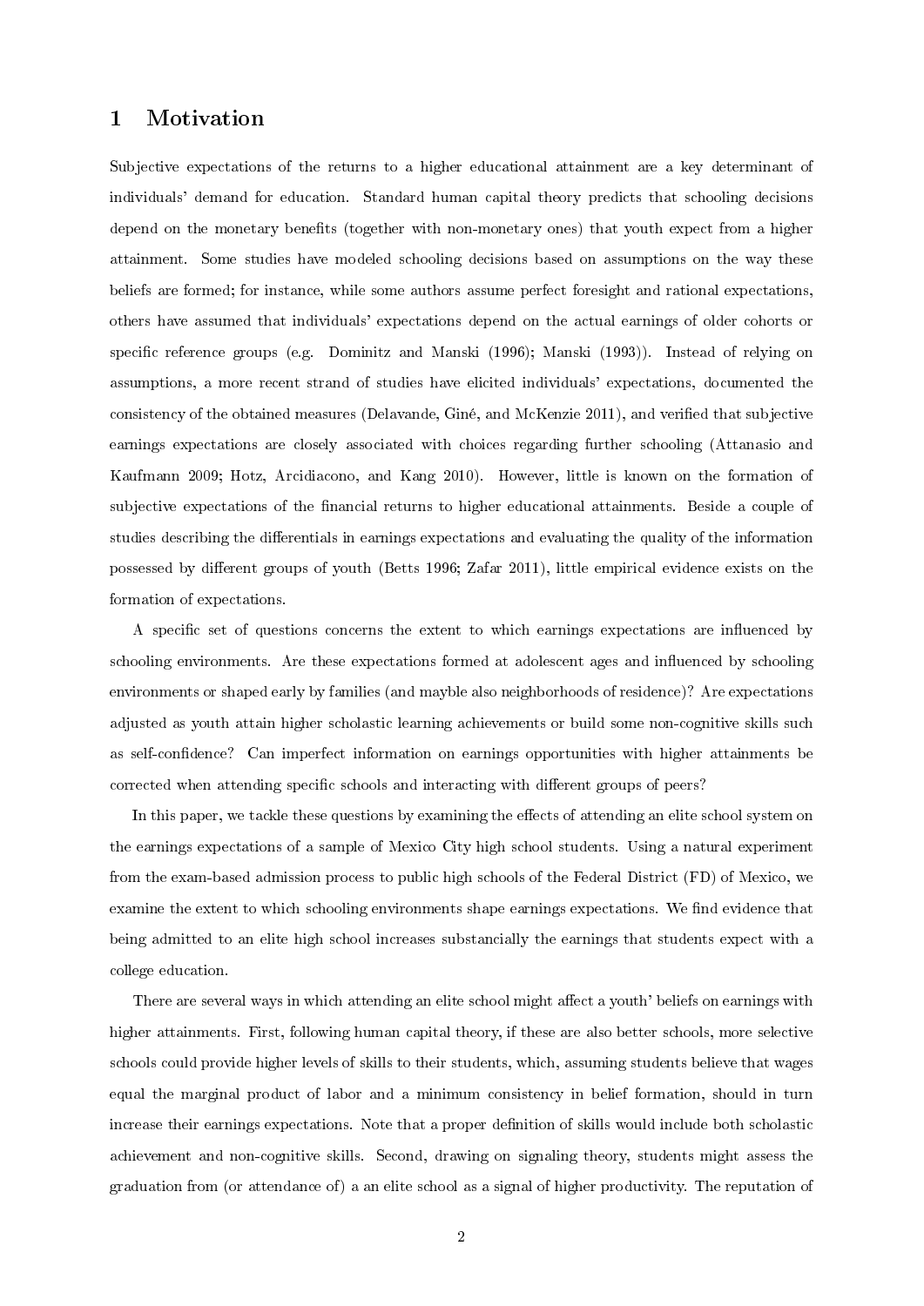## 1 Motivation

Subjective expectations of the returns to a higher educational attainment are a key determinant of individuals' demand for education. Standard human capital theory predicts that schooling decisions depend on the monetary benefits (together with non-monetary ones) that youth expect from a higher attainment. Some studies have modeled schooling decisions based on assumptions on the way these beliefs are formed; for instance, while some authors assume perfect foresight and rational expectations, others have assumed that individuals' expectations depend on the actual earnings of older cohorts or specific reference groups (e.g. Dominitz and Manski (1996); Manski (1993)). Instead of relying on assumptions, a more recent strand of studies have elicited individuals' expectations, documented the consistency of the obtained measures (Delavande, Giné, and McKenzie 2011), and verified that subjective earnings expectations are closely associated with choices regarding further schooling (Attanasio and Kaufmann 2009; Hotz, Arcidiacono, and Kang 2010). However, little is known on the formation of subjective expectations of the financial returns to higher educational attainments. Beside a couple of studies describing the differentials in earnings expectations and evaluating the quality of the information possessed by different groups of youth (Betts 1996; Zafar 2011), little empirical evidence exists on the formation of expectations.

A specific set of questions concerns the extent to which earnings expectations are influenced by schooling environments. Are these expectations formed at adolescent ages and influenced by schooling environments or shaped early by families (and maybe also neighborhoods of residence)? Are expectations adjusted as youth attain higher scholastic learning achievements or build some non-cognitive skills such as self-confidence? Can imperfect information on earnings opportunities with higher attainments be corrected when attending specific schools and interacting with different groups of peers?

In this paper, we tackle these questions by examining the effects of attending an elite school system on the earnings expectations of a sample of Mexico City high school students. Using a natural experiment from the exam-based admission process to public high schools of the Federal District (FD) of Mexico, we examine the extent to which schooling environments shape earnings expectations. We find evidence that being admitted to an elite high school increases substancially the earnings that students expect with a college education.

There are several ways in which attending an elite school might affect a youth' beliefs on earnings with higher attainments. First, following human capital theory, if these are also better schools, more selective schools could provide higher levels of skills to their students, which, assuming students believe that wages equal the marginal product of labor and a minimum consistency in belief formation, should in turn increase their earnings expectations. Note that a proper definition of skills would include both scholastic achievement and non-cognitive skills. Second, drawing on signaling theory, students might assess the graduation from (or attendance of) a an elite school as a signal of higher productivity. The reputation of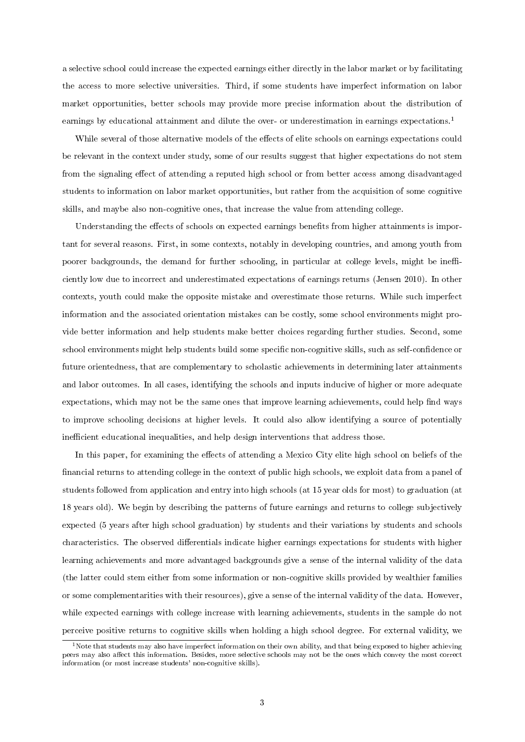a selective school could increase the expected earnings either directly in the labor market or by facilitating the access to more selective universities. Third, if some students have imperfect information on labor market opportunities, better schools may provide more precise information about the distribution of earnings by educational attainment and dilute the over- or underestimation in earnings expectations.[1]

While several of those alternative models of the effects of elite schools on earnings expectations could be relevant in the context under study, some of our results suggest that higher expectations do not stem from the signaling effect of attending a reputed high school or from better access among disadvantaged students to information on labor market opportunities, but rather from the acquisition of some cognitive skills, and maybe also non-cognitive ones, that increase the value from attending college.

Understanding the effects of schools on expected earnings benefits from higher attainments is important for several reasons. First, in some contexts, notably in developing countries, and among youth from poorer backgrounds, the demand for further schooling, in particular at college levels, might be inefficiently low due to incorrect and underestimated expectations of earnings returns (Jensen 2010). In other contexts, youth could make the opposite mistake and overestimate those returns. While such imperfect information and the associated orientation mistakes can be costly, some school environments might provide better information and help students make better choices regarding further studies. Second, some school environments might help students build some specific non-cognitive skills, such as self-confidence or future orientedness, that are complementary to scholastic achievements in determining later attainments and labor outcomes. In all cases, identifying the schools and inputs inducive of higher or more adequate expectations, which may not be the same ones that improve learning achievements, could help find ways to improve schooling decisions at higher levels. It could also allow identifying a source of potentially inefficient educational inequalities, and help design interventions that address those.

In this paper, for examining the effects of attending a Mexico City elite high school on beliefs of the financial returns to attending college in the context of public high schools, we exploit data from a panel of students followed from application and entry into high schools (at 15 year olds for most) to graduation (at 18 years old). We begin by describing the patterns of future earnings and returns to college subjectively expected (5 years after high school graduation) by students and their variations by students and schools characteristics. The observed differentials indicate higher earnings expectations for students with higher learning achievements and more advantaged backgrounds give a sense of the internal validity of the data (the latter could stem either from some information or non-cognitive skills provided by wealthier families or some complementarities with their resources), give a sense of the internal validity of the data. However, while expected earnings with college increase with learning achievements, students in the sample do not perceive positive returns to cognitive skills when holding a high school degree. For external validity, we

[1] Note that students may also have imperfect information on their own ability, and that being exposed to higher achieving peers may also affect this information. Besides, more selective schools may not be the ones which convey the most correct information (or most increase students' non-cognitive skills).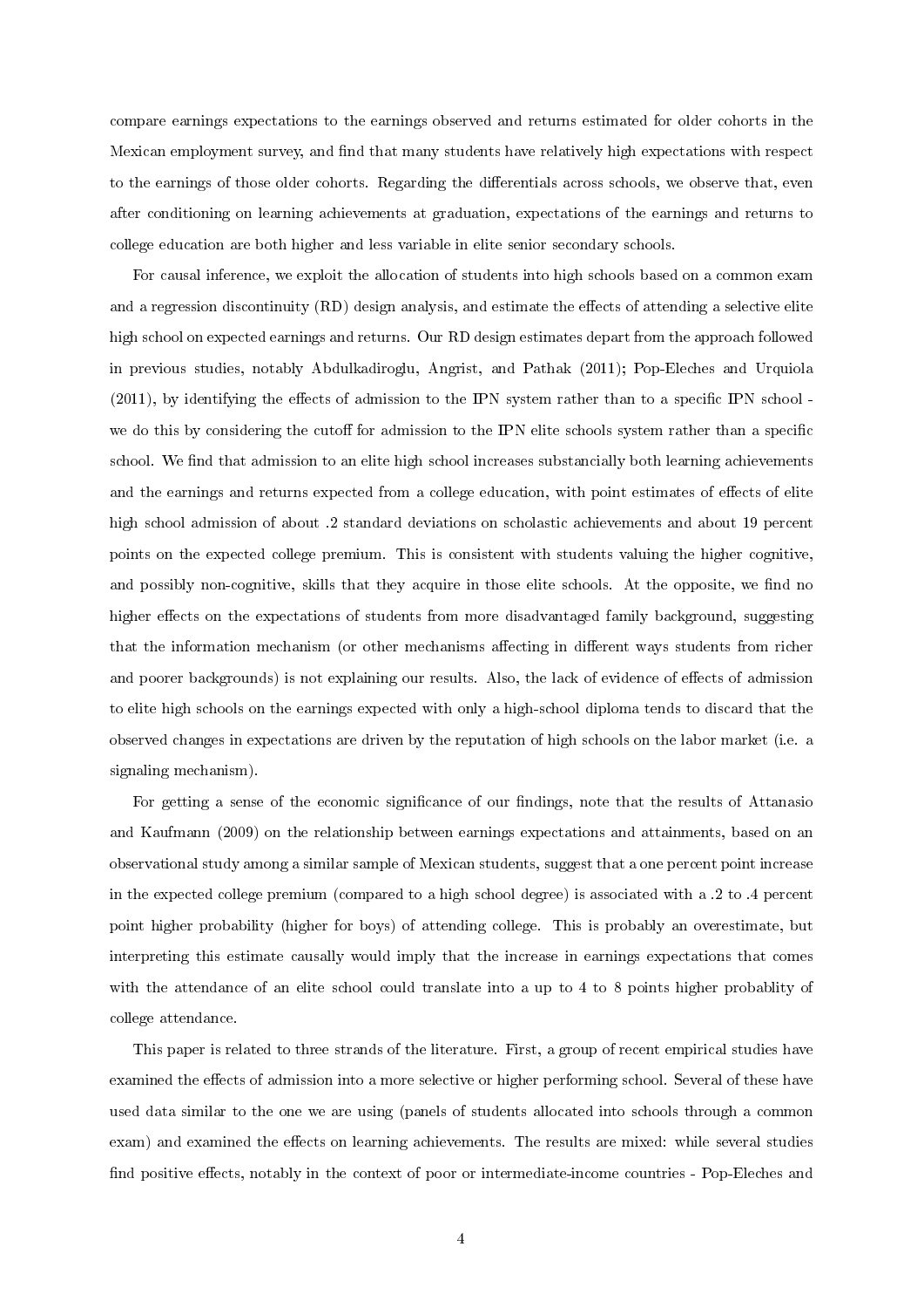compare earnings expectations to the earnings observed and returns estimated for older cohorts in the Mexican employment survey, and find that many students have relatively high expectations with respect to the earnings of those older cohorts. Regarding the differentials across schools, we observe that, even after conditioning on learning achievements at graduation, expectations of the earnings and returns to college education are both higher and less variable in elite senior secondary schools.

For causal inference, we exploit the allocation of students into high schools based on a common exam and a regression discontinuity (RD) design analysis, and estimate the effects of attending a selective elite high school on expected earnings and returns. Our RD design estimates depart from the approach followed in previous studies, notably Abdulkadiroglu, Angrist, and Pathak (2011); Pop-Eleches and Urquiola (2011), by identifying the effects of admission to the IPN system rather than to a specific IPN school - we do this by considering the cutoff for admission to the IPN elite schools system rather than a specific school. We find that admission to an elite high school increases substancially both learning achievements and the earnings and returns expected from a college education, with point estimates of effects of elite high school admission of about .2 standard deviations on scholastic achievements and about 19 percent points on the expected college premium. This is consistent with students valuing the higher cognitive, and possibly non-cognitive, skills that they acquire in those elite schools. At the opposite, we find no higher effects on the expectations of students from more disadvantaged family background, suggesting that the information mechanism (or other mechanisms affecting in different ways students from richer and poorer backgrounds) is not explaining our results. Also, the lack of evidence of effects of admission to elite high schools on the earnings expected with only a high-school diploma tends to discard that the observed changes in expectations are driven by the reputation of high schools on the labor market (i.e. a signaling mechanism).

For getting a sense of the economic significance of our findings, note that the results of Attanasio and Kaufmann (2009) on the relationship between earnings expectations and attainments, based on an observational study among a similar sample of Mexican students, suggest that a one percent point increase in the expected college premium (compared to a high school degree) is associated with a .2 to .4 percent point higher probability (higher for boys) of attending college. This is probably an overestimate, but interpreting this estimate causally would imply that the increase in earnings expectations that comes with the attendance of an elite school could translate into a up to 4 to 8 points higher probablity of college attendance.

This paper is related to three strands of the literature. First, a group of recent empirical studies have examined the effects of admission into a more selective or higher performing school. Several of these have used data similar to the one we are using (panels of students allocated into schools through a common exam) and examined the effects on learning achievements. The results are mixed: while several studies find positive effects, notably in the context of poor or intermediate-income countries - Pop-Eleches and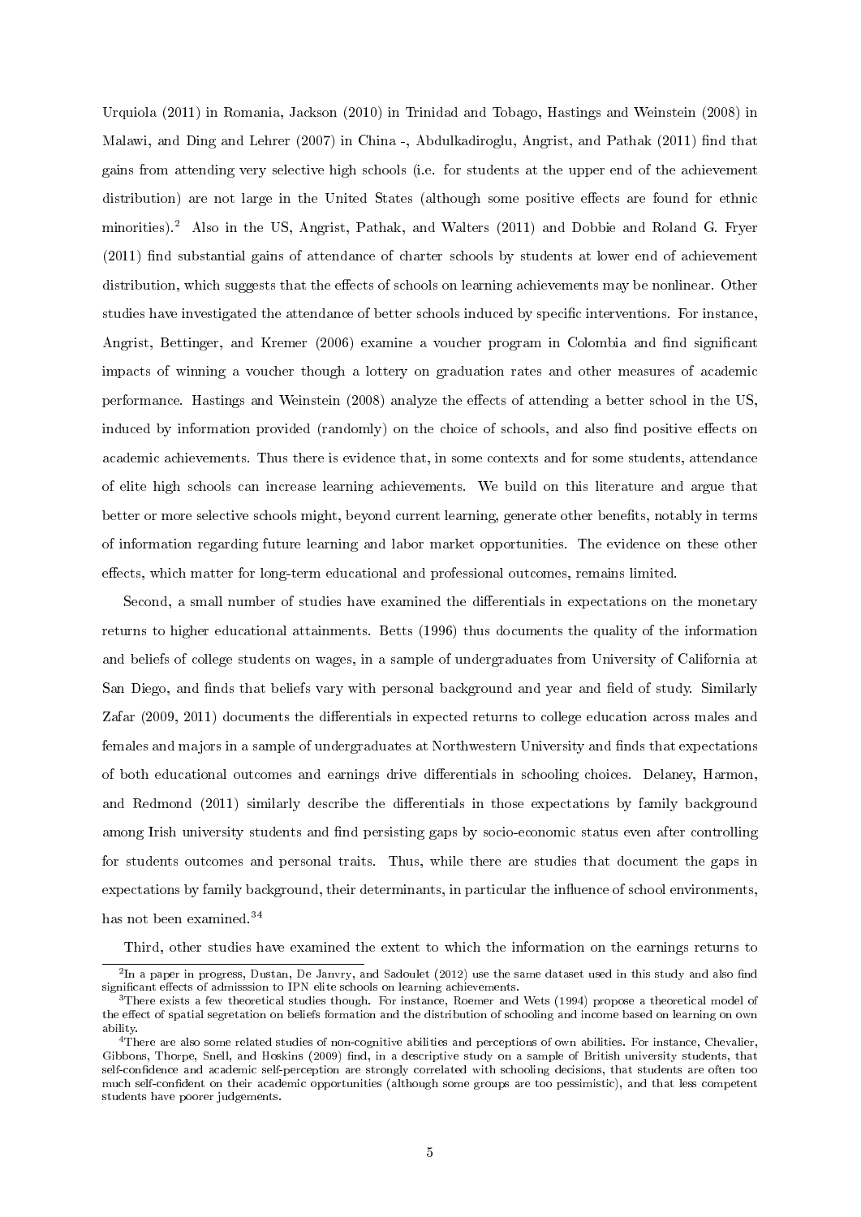Urquiola (2011) in Romania, Jackson (2010) in Trinidad and Tobago, Hastings and Weinstein (2008) in Malawi, and Ding and Lehrer (2007) in China -, Abdulkadiroglu, Angrist, and Pathak (2011) find that gains from attending very selective high schools (i.e. for students at the upper end of the achievement distribution) are not large in the United States (although some positive effects are found for ethnic minorities).[2] Also in the US, Angrist, Pathak, and Walters (2011) and Dobbie and Roland G. Fryer (2011) find substantial gains of attendance of charter schools by students at lower end of achievement distribution, which suggests that the effects of schools on learning achievements may be nonlinear. Other studies have investigated the attendance of better schools induced by specific interventions. For instance, Angrist, Bettinger, and Kremer (2006) examine a voucher program in Colombia and find significant impacts of winning a voucher though a lottery on graduation rates and other measures of academic performance. Hastings and Weinstein (2008) analyze the effects of attending a better school in the US, induced by information provided (randomly) on the choice of schools, and also find positive effects on academic achievements. Thus there is evidence that, in some contexts and for some students, attendance of elite high schools can increase learning achievements. We build on this literature and argue that better or more selective schools might, beyond current learning, generate other benefits, notably in terms of information regarding future learning and labor market opportunities. The evidence on these other effects, which matter for long-term educational and professional outcomes, remains limited.

Second, a small number of studies have examined the differentials in expectations on the monetary returns to higher educational attainments. Betts (1996) thus documents the quality of the information and beliefs of college students on wages, in a sample of undergraduates from University of California at San Diego, and finds that beliefs vary with personal background and year and field of study. Similarly Zafar (2009, 2011) documents the differentials in expected returns to college education across males and females and majors in a sample of undergraduates at Northwestern University and finds that expectations of both educational outcomes and earnings drive differentials in schooling choices. Delaney, Harmon, and Redmond (2011) similarly describe the differentials in those expectations by family background among Irish university students and find persisting gaps by socio-economic status even after controlling for students outcomes and personal traits. Thus, while there are studies that document the gaps in expectations by family background, their determinants, in particular the influence of school environments, has not been examined.[3][4]

Third, other studies have examined the extent to which the information on the earnings returns to

[2] In a paper in progress, Dustan, De Janvry, and Sadoulet (2012) use the same dataset used in this study and also find significant effects of admisssion to IPN elite schools on learning achievements.

[3] There exists a few theoretical studies though. For instance, Roemer and Wets (1994) propose a theoretical model of the effect of spatial segretation on beliefs formation and the distribution of schooling and income based on learning on own ability.

[4] There are also some related studies of non-cognitive abilities and perceptions of own abilities. For instance, Chevalier, Gibbons, Thorpe, Snell, and Hoskins (2009) find, in a descriptive study on a sample of British university students, that self-confidence and academic self-perception are strongly correlated with schooling decisions, that students are often too much self-confident on their academic opportunities (although some groups are too pessimistic), and that less competent students have poorer judgements.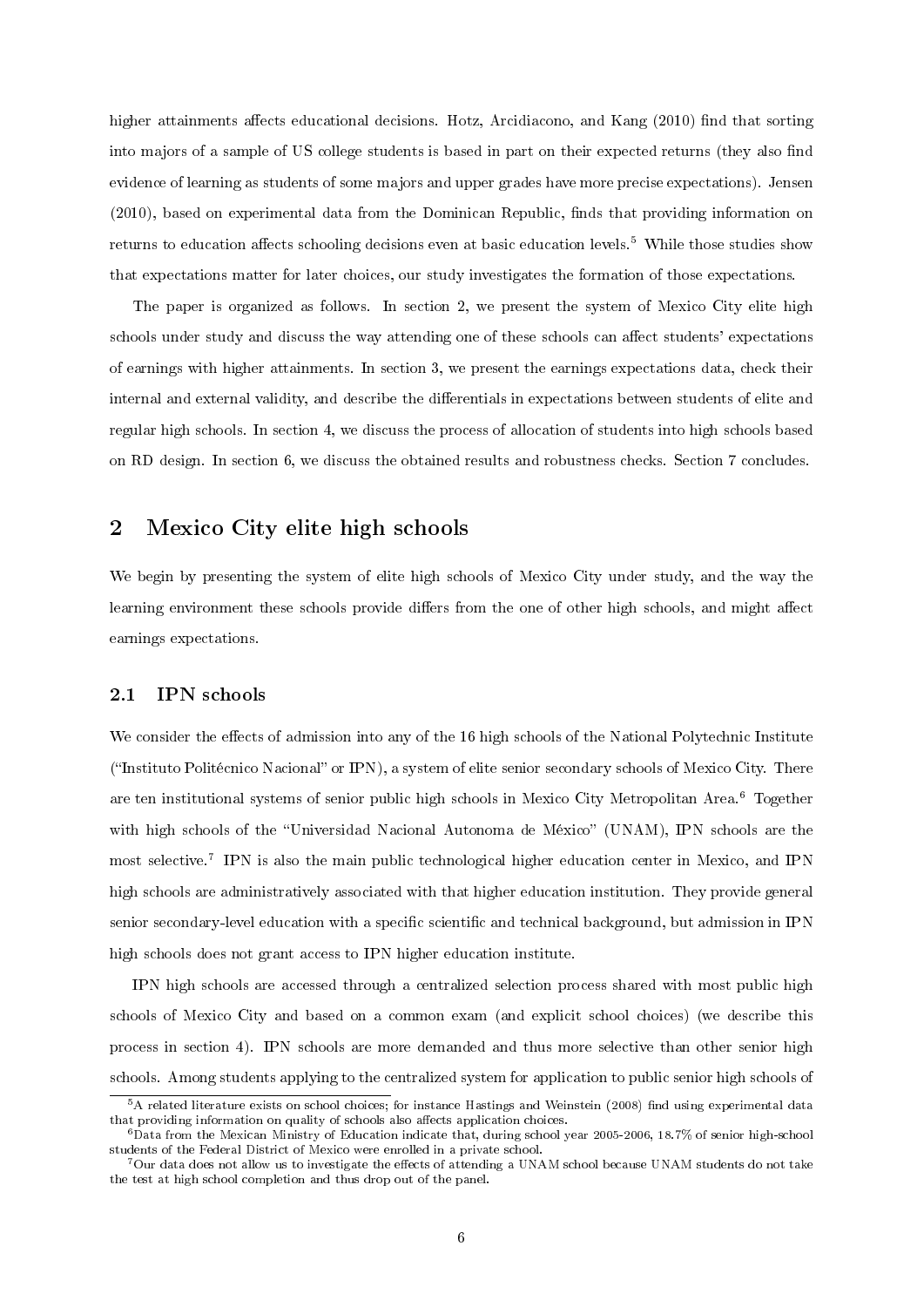higher attainments affects educational decisions. Hotz, Arcidiacono, and Kang (2010) find that sorting into majors of a sample of US college students is based in part on their expected returns (they also find evidence of learning as students of some majors and upper grades have more precise expectations). Jensen (2010), based on experimental data from the Dominican Republic, finds that providing information on returns to education affects schooling decisions even at basic education levels.[5] While those studies show that expectations matter for later choices, our study investigates the formation of those expectations.

The paper is organized as follows. In section 2, we present the system of Mexico City elite high schools under study and discuss the way attending one of these schools can affect students' expectations of earnings with higher attainments. In section 3, we present the earnings expectations data, check their internal and external validity, and describe the differentials in expectations between students of elite and regular high schools. In section 4, we discuss the process of allocation of students into high schools based on RD design. In section 6, we discuss the obtained results and robustness checks. Section 7 concludes.

## 2 Mexico City elite high schools

We begin by presenting the system of elite high schools of Mexico City under study, and the way the learning environment these schools provide differs from the one of other high schools, and might affect earnings expectations.

### 2.1 IPN schools

We consider the effects of admission into any of the 16 high schools of the National Polytechnic Institute ("Instituto Politécnico Nacional" or IPN), a system of elite senior secondary schools of Mexico City. There are ten institutional systems of senior public high schools in Mexico City Metropolitan Area.[6] Together with high schools of the "Universidad Nacional Autonoma de México" (UNAM), IPN schools are the most selective.[7] IPN is also the main public technological higher education center in Mexico, and IPN high schools are administratively associated with that higher education institution. They provide general senior secondary-level education with a specific scientific and technical background, but admission in IPN high schools does not grant access to IPN higher education institute.

IPN high schools are accessed through a centralized selection process shared with most public high schools of Mexico City and based on a common exam (and explicit school choices) (we describe this process in section 4). IPN schools are more demanded and thus more selective than other senior high schools. Among students applying to the centralized system for application to public senior high schools of

[5] A related literature exists on school choices; for instance Hastings and Weinstein (2008) find using experimental data that providing information on quality of schools also affects application choices.

[6] Data from the Mexican Ministry of Education indicate that, during school year 2005-2006, 18.7% of senior high-school students of the Federal District of Mexico were enrolled in a private school.

[7] Our data does not allow us to investigate the effects of attending a UNAM school because UNAM students do not take the test at high school completion and thus drop out of the panel.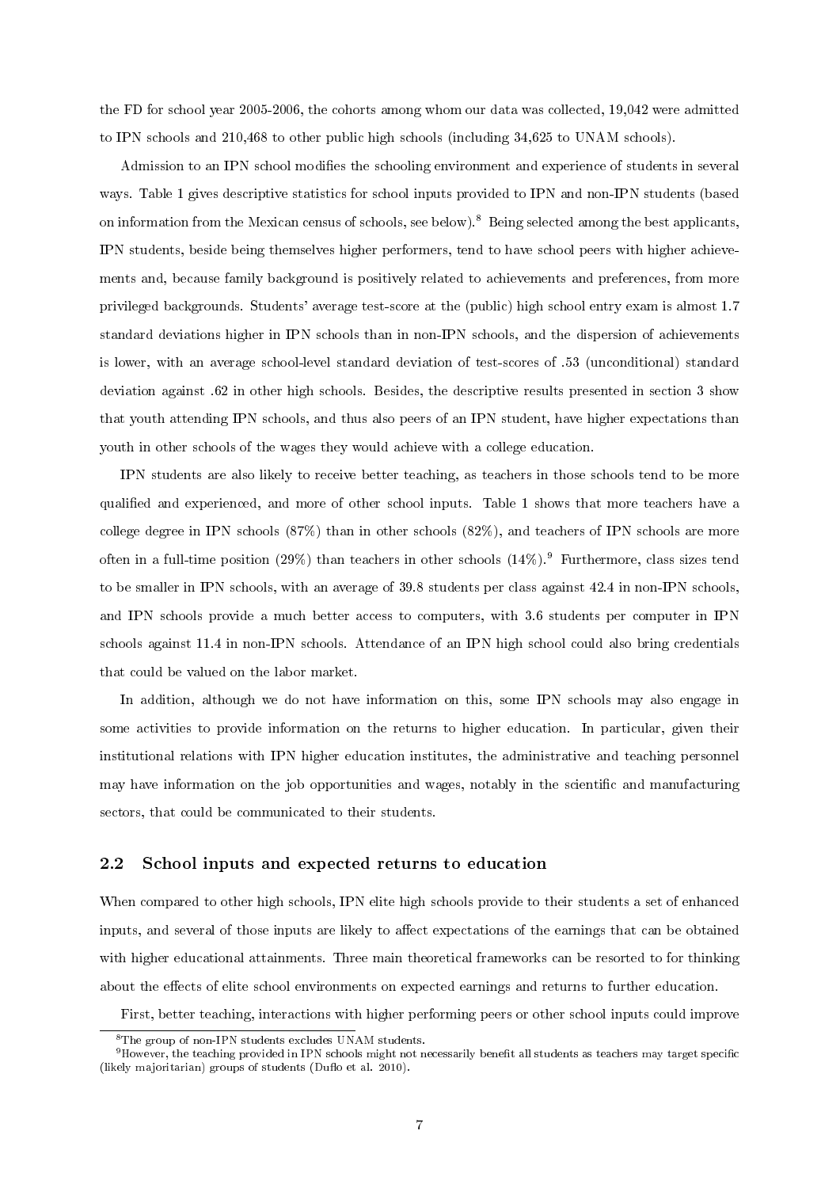the FD for school year 2005-2006, the cohorts among whom our data was collected, 19,042 were admitted to IPN schools and 210,468 to other public high schools (including 34,625 to UNAM schools).

Admission to an IPN school modifies the schooling environment and experience of students in several ways. Table 1 gives descriptive statistics for school inputs provided to IPN and non-IPN students (based on information from the Mexican census of schools, see below).[8] Being selected among the best applicants, IPN students, beside being themselves higher performers, tend to have school peers with higher achievements and, because family background is positively related to achievements and preferences, from more privileged backgrounds. Students' average test-score at the (public) high school entry exam is almost 1.7 standard deviations higher in IPN schools than in non-IPN schools, and the dispersion of achievements is lower, with an average school-level standard deviation of test-scores of .53 (unconditional) standard deviation against .62 in other high schools. Besides, the descriptive results presented in section 3 show that youth attending IPN schools, and thus also peers of an IPN student, have higher expectations than youth in other schools of the wages they would achieve with a college education.

IPN students are also likely to receive better teaching, as teachers in those schools tend to be more qualified and experienced, and more of other school inputs. Table 1 shows that more teachers have a college degree in IPN schools (87%) than in other schools (82%), and teachers of IPN schools are more often in a full-time position (29%) than teachers in other schools (14%).[9] Furthermore, class sizes tend to be smaller in IPN schools, with an average of 39.8 students per class against 42.4 in non-IPN schools, and IPN schools provide a much better access to computers, with 3.6 students per computer in IPN schools against 11.4 in non-IPN schools. Attendance of an IPN high school could also bring credentials that could be valued on the labor market.

In addition, although we do not have information on this, some IPN schools may also engage in some activities to provide information on the returns to higher education. In particular, given their institutional relations with IPN higher education institutes, the administrative and teaching personnel may have information on the job opportunities and wages, notably in the scientific and manufacturing sectors, that could be communicated to their students.

## 2.2 School inputs and expected returns to education

When compared to other high schools, IPN elite high schools provide to their students a set of enhanced inputs, and several of those inputs are likely to affect expectations of the earnings that can be obtained with higher educational attainments. Three main theoretical frameworks can be resorted to for thinking about the effects of elite school environments on expected earnings and returns to further education.

First, better teaching, interactions with higher performing peers or other school inputs could improve

[8] The group of non-IPN students excludes UNAM students.

[9] However, the teaching provided in IPN schools might not necessarily benefit all students as teachers may target specific (likely majoritarian) groups of students (Duflo et al. 2010).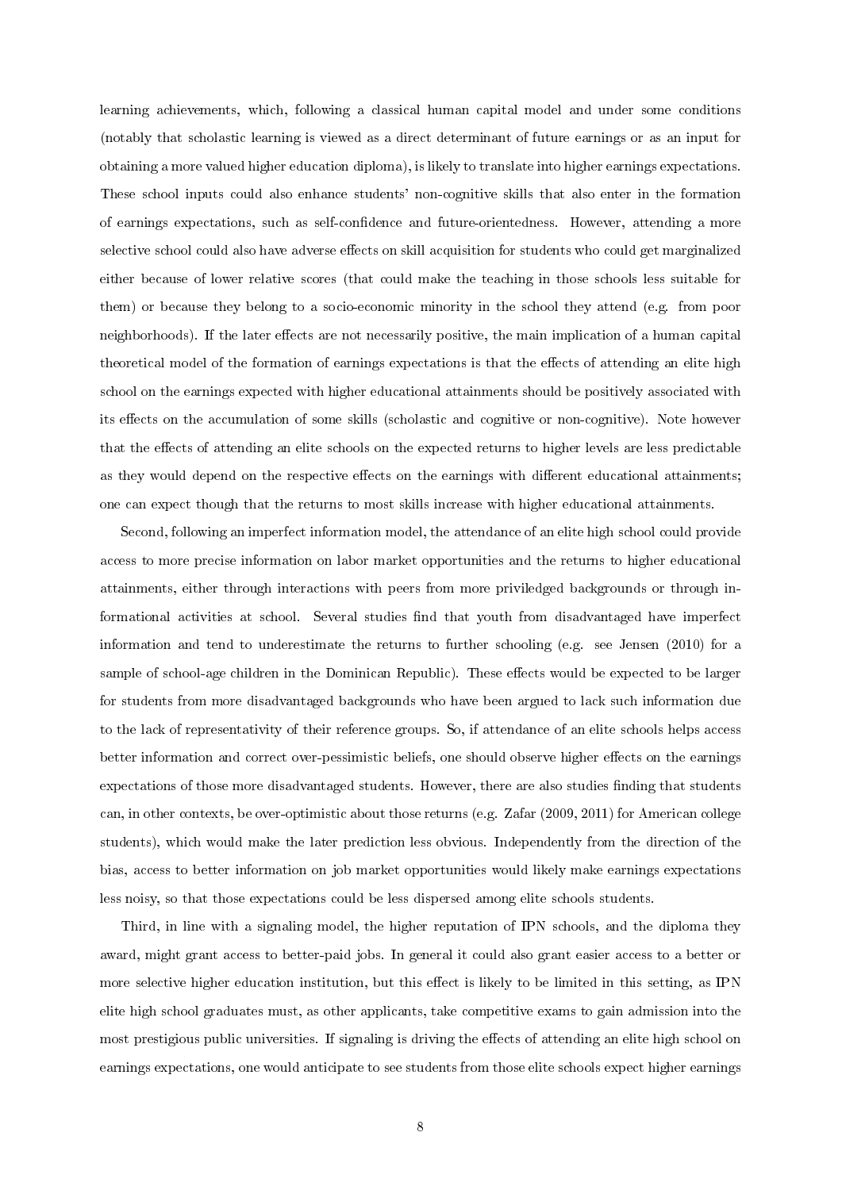learning achievements, which, following a classical human capital model and under some conditions (notably that scholastic learning is viewed as a direct determinant of future earnings or as an input for obtaining a more valued higher education diploma), is likely to translate into higher earnings expectations. These school inputs could also enhance students' non-cognitive skills that also enter in the formation of earnings expectations, such as self-confidence and future-orientedness. However, attending a more selective school could also have adverse effects on skill acquisition for students who could get marginalized either because of lower relative scores (that could make the teaching in those schools less suitable for them) or because they belong to a socio-economic minority in the school they attend (e.g. from poor neighborhoods). If the later effects are not necessarily positive, the main implication of a human capital theoretical model of the formation of earnings expectations is that the effects of attending an elite high school on the earnings expected with higher educational attainments should be positively associated with its effects on the accumulation of some skills (scholastic and cognitive or non-cognitive). Note however that the effects of attending an elite schools on the expected returns to higher levels are less predictable as they would depend on the respective effects on the earnings with different educational attainments; one can expect though that the returns to most skills increase with higher educational attainments.

Second, following an imperfect information model, the attendance of an elite high school could provide access to more precise information on labor market opportunities and the returns to higher educational attainments, either through interactions with peers from more priviledged backgrounds or through informational activities at school. Several studies find that youth from disadvantaged have imperfect information and tend to underestimate the returns to further schooling (e.g. see Jensen (2010) for a sample of school-age children in the Dominican Republic). These effects would be expected to be larger for students from more disadvantaged backgrounds who have been argued to lack such information due to the lack of representativity of their reference groups. So, if attendance of an elite schools helps access better information and correct over-pessimistic beliefs, one should observe higher effects on the earnings expectations of those more disadvantaged students. However, there are also studies finding that students can, in other contexts, be over-optimistic about those returns (e.g. Zafar (2009, 2011) for American college students), which would make the later prediction less obvious. Independently from the direction of the bias, access to better information on job market opportunities would likely make earnings expectations less noisy, so that those expectations could be less dispersed among elite schools students.

Third, in line with a signaling model, the higher reputation of IPN schools, and the diploma they award, might grant access to better-paid jobs. In general it could also grant easier access to a better or more selective higher education institution, but this effect is likely to be limited in this setting, as IPN elite high school graduates must, as other applicants, take competitive exams to gain admission into the most prestigious public universities. If signaling is driving the effects of attending an elite high school on earnings expectations, one would anticipate to see students from those elite schools expect higher earnings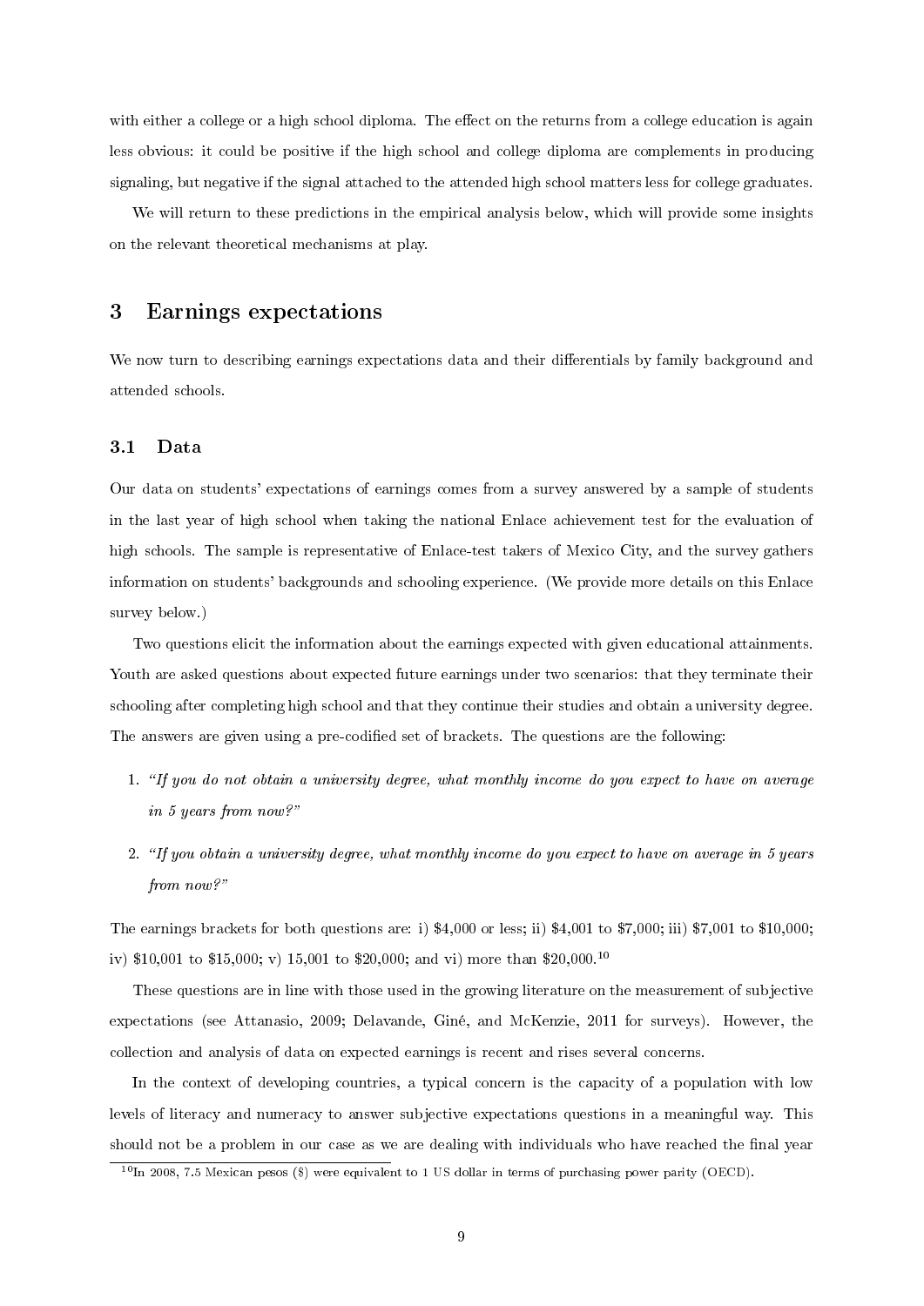with either a college or a high school diploma. The effect on the returns from a college education is again less obvious: it could be positive if the high school and college diploma are complements in producing signaling, but negative if the signal attached to the attended high school matters less for college graduates.

We will return to these predictions in the empirical analysis below, which will provide some insights on the relevant theoretical mechanisms at play.

## 3 Earnings expectations

We now turn to describing earnings expectations data and their differentials by family background and attended schools.

### 3.1 Data

Our data on students' expectations of earnings comes from a survey answered by a sample of students in the last year of high school when taking the national Enlace achievement test for the evaluation of high schools. The sample is representative of Enlace-test takers of Mexico City, and the survey gathers information on students' backgrounds and schooling experience. (We provide more details on this Enlace survey below.)

Two questions elicit the information about the earnings expected with given educational attainments. Youth are asked questions about expected future earnings under two scenarios: that they terminate their schooling after completing high school and that they continue their studies and obtain a university degree. The answers are given using a pre-codified set of brackets. The questions are the following:

1. *"If you do not obtain a university degree, what monthly income do you expect to have on average in 5 years from now?"*

2. *"If you obtain a university degree, what monthly income do you expect to have on average in 5 years from now?"*

The earnings brackets for both questions are: i) \$4,000 or less; ii) \$4,001 to \$7,000; iii) \$7,001 to \$10,000; iv) \$10,001 to \$15,000; v) 15,001 to \$20,000; and vi) more than \$20,000.[10]

These questions are in line with those used in the growing literature on the measurement of subjective expectations (see Attanasio, 2009; Delavande, Giné, and McKenzie, 2011 for surveys). However, the collection and analysis of data on expected earnings is recent and rises several concerns.

In the context of developing countries, a typical concern is the capacity of a population with low levels of literacy and numeracy to answer subjective expectations questions in a meaningful way. This should not be a problem in our case as we are dealing with individuals who have reached the final year

[10] In 2008, 7.5 Mexican pesos (\$) were equivalent to 1 US dollar in terms of purchasing power parity (OECD).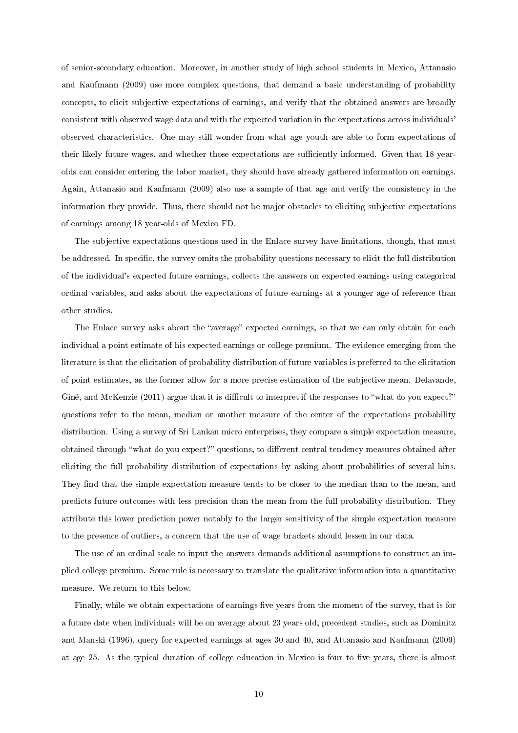of senior-secondary education. Moreover, in another study of high school students in Mexico, Attanasio and Kaufmann (2009) use more complex questions, that demand a basic understanding of probability concepts, to elicit subjective expectations of earnings, and verify that the obtained answers are broadly consistent with observed wage data and with the expected variation in the expectations across individuals' observed characteristics. One may still wonder from what age youth are able to form expectations of their likely future wages, and whether those expectations are sufficiently informed. Given that 18 year-olds can consider entering the labor market, they should have already gathered information on earnings. Again, Attanasio and Kaufmann (2009) also use a sample of that age and verify the consistency in the information they provide. Thus, there should not be major obstacles to eliciting subjective expectations of earnings among 18 year-olds of Mexico FD.

The subjective expectations questions used in the Enlace survey have limitations, though, that must be addressed. In specific, the survey omits the probability questions necessary to elicit the full distribution of the individual's expected future earnings, collects the answers on expected earnings using categorical ordinal variables, and asks about the expectations of future earnings at a younger age of reference than other studies.

The Enlace survey asks about the "average" expected earnings, so that we can only obtain for each individual a point estimate of his expected earnings or college premium. The evidence emerging from the literature is that the elicitation of probability distribution of future variables is preferred to the elicitation of point estimates, as the former allow for a more precise estimation of the subjective mean. Delavande, Giné, and McKenzie (2011) argue that it is difficult to interpret if the responses to "what do you expect?" questions refer to the mean, median or another measure of the center of the expectations probability distribution. Using a survey of Sri Lankan micro enterprises, they compare a simple expectation measure, obtained through "what do you expect?" questions, to different central tendency measures obtained after eliciting the full probability distribution of expectations by asking about probabilities of several bins. They find that the simple expectation measure tends to be closer to the median than to the mean, and predicts future outcomes with less precision than the mean from the full probability distribution. They attribute this lower prediction power notably to the larger sensitivity of the simple expectation measure to the presence of outliers, a concern that the use of wage brackets should lessen in our data.

The use of an ordinal scale to input the answers demands additional assumptions to construct an implied college premium. Some rule is necessary to translate the qualitative information into a quantitative measure. We return to this below.

Finally, while we obtain expectations of earnings five years from the moment of the survey, that is for a future date when individuals will be on average about 23 years old, precedent studies, such as Dominitz and Manski (1996), query for expected earnings at ages 30 and 40, and Attanasio and Kaufmann (2009) at age 25. As the typical duration of college education in Mexico is four to five years, there is almost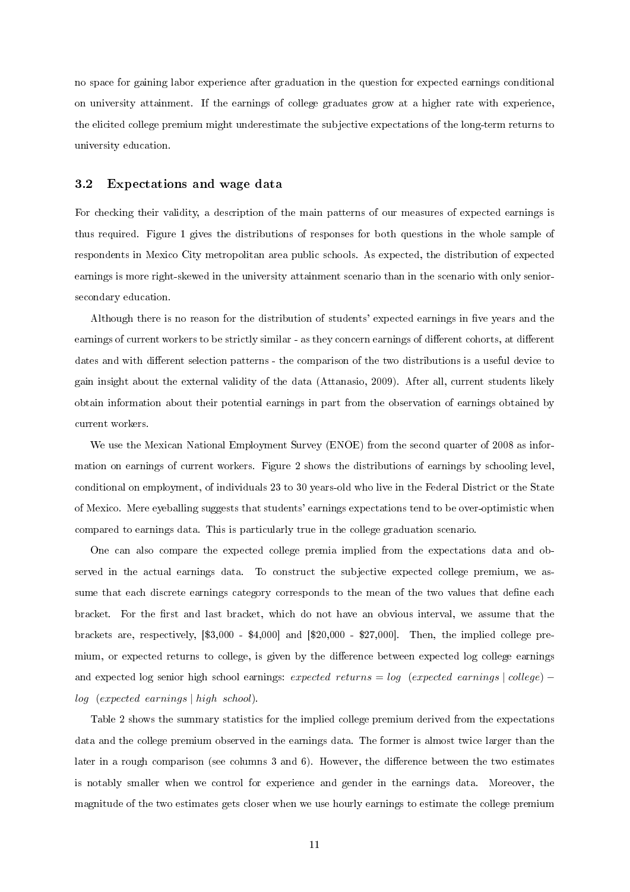no space for gaining labor experience after graduation in the question for expected earnings conditional on university attainment. If the earnings of college graduates grow at a higher rate with experience, the elicited college premium might underestimate the subjective expectations of the long-term returns to university education.

### 3.2 Expectations and wage data

For checking their validity, a description of the main patterns of our measures of expected earnings is thus required. Figure 1 gives the distributions of responses for both questions in the whole sample of respondents in Mexico City metropolitan area public schools. As expected, the distribution of expected earnings is more right-skewed in the university attainment scenario than in the scenario with only senior-secondary education.

Although there is no reason for the distribution of students' expected earnings in five years and the earnings of current workers to be strictly similar - as they concern earnings of different cohorts, at different dates and with different selection patterns - the comparison of the two distributions is a useful device to gain insight about the external validity of the data (Attanasio, 2009). After all, current students likely obtain information about their potential earnings in part from the observation of earnings obtained by current workers.

We use the Mexican National Employment Survey (ENOE) from the second quarter of 2008 as information on earnings of current workers. Figure 2 shows the distributions of earnings by schooling level, conditional on employment, of individuals 23 to 30 years-old who live in the Federal District or the State of Mexico. Mere eyeballing suggests that students' earnings expectations tend to be over-optimistic when compared to earnings data. This is particularly true in the college graduation scenario.

One can also compare the expected college premia implied from the expectations data and observed in the actual earnings data. To construct the subjective expected college premium, we assume that each discrete earnings category corresponds to the mean of the two values that define each bracket. For the first and last bracket, which do not have an obvious interval, we assume that the brackets are, respectively, [$3,000 - $4,000] and [$20,000 - $27,000]. Then, the implied college premium, or expected returns to college, is given by the difference between expected log college earnings and expected log senior high school earnings: $expected\ returns = log\ \ (expected\ earnings \mid college) - log\ \ (expected\ earnings \mid high\ school)$.

Table 2 shows the summary statistics for the implied college premium derived from the expectations data and the college premium observed in the earnings data. The former is almost twice larger than the later in a rough comparison (see columns 3 and 6). However, the difference between the two estimates is notably smaller when we control for experience and gender in the earnings data. Moreover, the magnitude of the two estimates gets closer when we use hourly earnings to estimate the college premium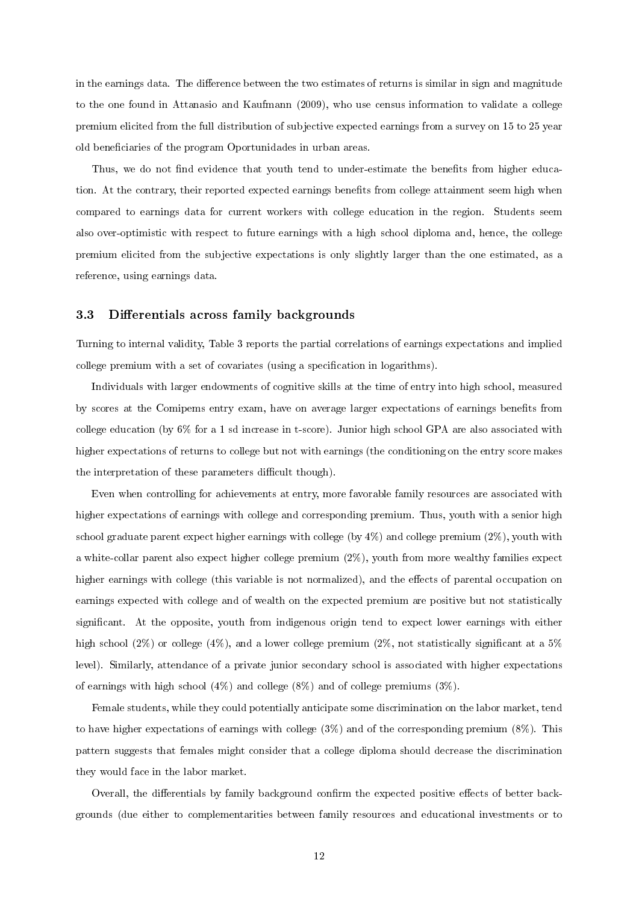in the earnings data. The difference between the two estimates of returns is similar in sign and magnitude to the one found in Attanasio and Kaufmann (2009), who use census information to validate a college premium elicited from the full distribution of subjective expected earnings from a survey on 15 to 25 year old beneficiaries of the program Oportunidades in urban areas.

Thus, we do not find evidence that youth tend to under-estimate the benefits from higher education. At the contrary, their reported expected earnings benefits from college attainment seem high when compared to earnings data for current workers with college education in the region. Students seem also over-optimistic with respect to future earnings with a high school diploma and, hence, the college premium elicited from the subjective expectations is only slightly larger than the one estimated, as a reference, using earnings data.

### 3.3 Differentials across family backgrounds

Turning to internal validity, Table 3 reports the partial correlations of earnings expectations and implied college premium with a set of covariates (using a specification in logarithms).

Individuals with larger endowments of cognitive skills at the time of entry into high school, measured by scores at the Comipems entry exam, have on average larger expectations of earnings benefits from college education (by 6% for a 1 sd increase in t-score). Junior high school GPA are also associated with higher expectations of returns to college but not with earnings (the conditioning on the entry score makes the interpretation of these parameters difficult though).

Even when controlling for achievements at entry, more favorable family resources are associated with higher expectations of earnings with college and corresponding premium. Thus, youth with a senior high school graduate parent expect higher earnings with college (by 4%) and college premium (2%), youth with a white-collar parent also expect higher college premium (2%), youth from more wealthy families expect higher earnings with college (this variable is not normalized), and the effects of parental occupation on earnings expected with college and of wealth on the expected premium are positive but not statistically significant. At the opposite, youth from indigenous origin tend to expect lower earnings with either high school (2%) or college (4%), and a lower college premium (2%, not statistically significant at a 5% level). Similarly, attendance of a private junior secondary school is associated with higher expectations of earnings with high school (4%) and college (8%) and of college premiums (3%).

Female students, while they could potentially anticipate some discrimination on the labor market, tend to have higher expectations of earnings with college (3%) and of the corresponding premium (8%). This pattern suggests that females might consider that a college diploma should decrease the discrimination they would face in the labor market.

Overall, the differentials by family background confirm the expected positive effects of better backgrounds (due either to complementarities between family resources and educational investments or to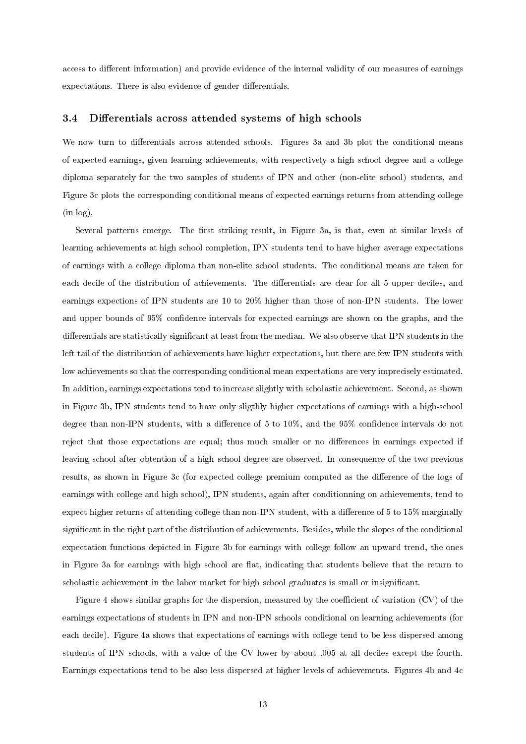access to different information) and provide evidence of the internal validity of our measures of earnings expectations. There is also evidence of gender differentials.

### 3.4 Differentials across attended systems of high schools

We now turn to differentials across attended schools. Figures 3a and 3b plot the conditional means of expected earnings, given learning achievements, with respectively a high school degree and a college diploma separately for the two samples of students of IPN and other (non-elite school) students, and Figure 3c plots the corresponding conditional means of expected earnings returns from attending college (in log).

Several patterns emerge. The first striking result, in Figure 3a, is that, even at similar levels of learning achievements at high school completion, IPN students tend to have higher average expectations of earnings with a college diploma than non-elite school students. The conditional means are taken for each decile of the distribution of achievements. The differentials are clear for all 5 upper deciles, and earnings expections of IPN students are 10 to 20% higher than those of non-IPN students. The lower and upper bounds of 95% confidence intervals for expected earnings are shown on the graphs, and the differentials are statistically significant at least from the median. We also observe that IPN students in the left tail of the distribution of achievements have higher expectations, but there are few IPN students with low achievements so that the corresponding conditional mean expectations are very imprecisely estimated. In addition, earnings expectations tend to increase slightly with scholastic achievement. Second, as shown in Figure 3b, IPN students tend to have only sligthly higher expectations of earnings with a high-school degree than non-IPN students, with a difference of 5 to 10%, and the 95% confidence intervals do not reject that those expectations are equal; thus much smaller or no differences in earnings expected if leaving school after obtention of a high school degree are observed. In consequence of the two previous results, as shown in Figure 3c (for expected college premium computed as the difference of the logs of earnings with college and high school), IPN students, again after conditionning on achievements, tend to expect higher returns of attending college than non-IPN student, with a difference of 5 to 15% marginally significant in the right part of the distribution of achievements. Besides, while the slopes of the conditional expectation functions depicted in Figure 3b for earnings with college follow an upward trend, the ones in Figure 3a for earnings with high school are flat, indicating that students believe that the return to scholastic achievement in the labor market for high school graduates is small or insignificant.

Figure 4 shows similar graphs for the dispersion, measured by the coefficient of variation (CV) of the earnings expectations of students in IPN and non-IPN schools conditional on learning achievements (for each decile). Figure 4a shows that expectations of earnings with college tend to be less dispersed among students of IPN schools, with a value of the CV lower by about .005 at all deciles except the fourth. Earnings expectations tend to be also less dispersed at higher levels of achievements. Figures 4b and 4c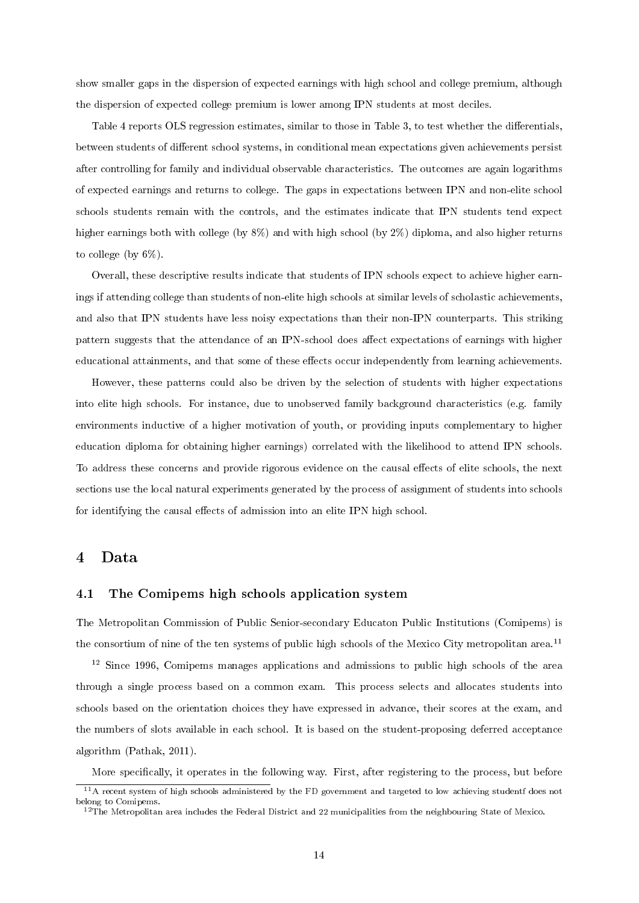show smaller gaps in the dispersion of expected earnings with high school and college premium, although the dispersion of expected college premium is lower among IPN students at most deciles.

Table 4 reports OLS regression estimates, similar to those in Table 3, to test whether the differentials, between students of different school systems, in conditional mean expectations given achievements persist after controlling for family and individual observable characteristics. The outcomes are again logarithms of expected earnings and returns to college. The gaps in expectations between IPN and non-elite school schools students remain with the controls, and the estimates indicate that IPN students tend expect higher earnings both with college (by 8%) and with high school (by 2%) diploma, and also higher returns to college (by 6%).

Overall, these descriptive results indicate that students of IPN schools expect to achieve higher earnings if attending college than students of non-elite high schools at similar levels of scholastic achievements, and also that IPN students have less noisy expectations than their non-IPN counterparts. This striking pattern suggests that the attendance of an IPN-school does affect expectations of earnings with higher educational attainments, and that some of these effects occur independently from learning achievements.

However, these patterns could also be driven by the selection of students with higher expectations into elite high schools. For instance, due to unobserved family background characteristics (e.g. family environments inductive of a higher motivation of youth, or providing inputs complementary to higher education diploma for obtaining higher earnings) correlated with the likelihood to attend IPN schools. To address these concerns and provide rigorous evidence on the causal effects of elite schools, the next sections use the local natural experiments generated by the process of assignment of students into schools for identifying the causal effects of admission into an elite IPN high school.

# 4 Data

## 4.1 The Comipems high schools application system

The Metropolitan Commission of Public Senior-secondary Educaton Public Institutions (Comipems) is the consortium of nine of the ten systems of public high schools of the Mexico City metropolitan area.[11]

[12] Since 1996, Comipems manages applications and admissions to public high schools of the area through a single process based on a common exam. This process selects and allocates students into schools based on the orientation choices they have expressed in advance, their scores at the exam, and the numbers of slots available in each school. It is based on the student-proposing deferred acceptance algorithm (Pathak, 2011).

More specifically, it operates in the following way. First, after registering to the process, but before

[11] A recent system of high schools administered by the FD government and targeted to low achieving studentf does not belong to Comipems.

[12] The Metropolitan area includes the Federal District and 22 municipalities from the neighbouring State of Mexico.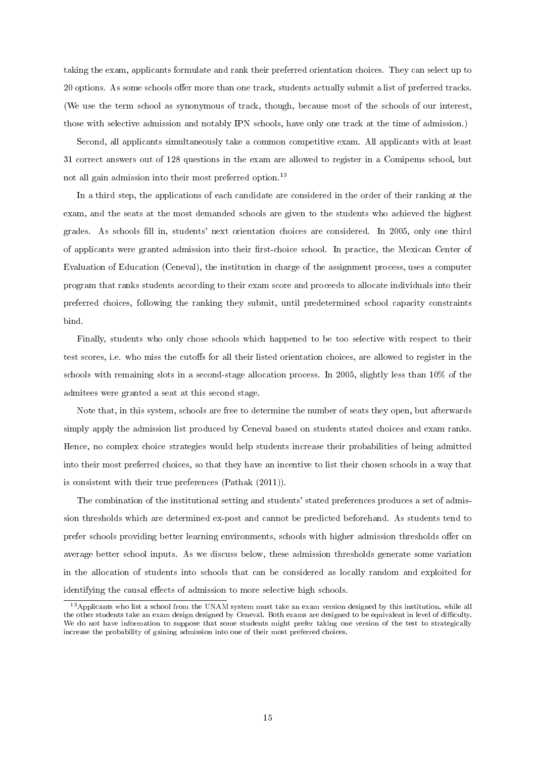taking the exam, applicants formulate and rank their preferred orientation choices. They can select up to 20 options. As some schools offer more than one track, students actually submit a list of preferred tracks. (We use the term school as synonymous of track, though, because most of the schools of our interest, those with selective admission and notably IPN schools, have only one track at the time of admission.)

Second, all applicants simultaneously take a common competitive exam. All applicants with at least 31 correct answers out of 128 questions in the exam are allowed to register in a Comipems school, but not all gain admission into their most preferred option.[13]

In a third step, the applications of each candidate are considered in the order of their ranking at the exam, and the seats at the most demanded schools are given to the students who achieved the highest grades. As schools fill in, students' next orientation choices are considered. In 2005, only one third of applicants were granted admission into their first-choice school. In practice, the Mexican Center of Evaluation of Education (Ceneval), the institution in charge of the assignment process, uses a computer program that ranks students according to their exam score and proceeds to allocate individuals into their preferred choices, following the ranking they submit, until predetermined school capacity constraints bind.

Finally, students who only chose schools which happened to be too selective with respect to their test scores, i.e. who miss the cutoffs for all their listed orientation choices, are allowed to register in the schools with remaining slots in a second-stage allocation process. In 2005, slightly less than 10% of the admitees were granted a seat at this second stage.

Note that, in this system, schools are free to determine the number of seats they open, but afterwards simply apply the admission list produced by Ceneval based on students stated choices and exam ranks. Hence, no complex choice strategies would help students increase their probabilities of being admitted into their most preferred choices, so that they have an incentive to list their chosen schools in a way that is consistent with their true preferences (Pathak (2011)).

The combination of the institutional setting and students' stated preferences produces a set of admission thresholds which are determined ex-post and cannot be predicted beforehand. As students tend to prefer schools providing better learning environments, schools with higher admission thresholds offer on average better school inputs. As we discuss below, these admission thresholds generate some variation in the allocation of students into schools that can be considered as locally random and exploited for identifying the causal effects of admission to more selective high schools.

[13] Applicants who list a school from the UNAM system must take an exam version designed by this institution, while all the other students take an exam design designed by Ceneval. Both exams are designed to be equivalent in level of difficulty. We do not have information to suppose that some students might prefer taking one version of the test to strategically increase the probability of gaining admission into one of their most preferred choices.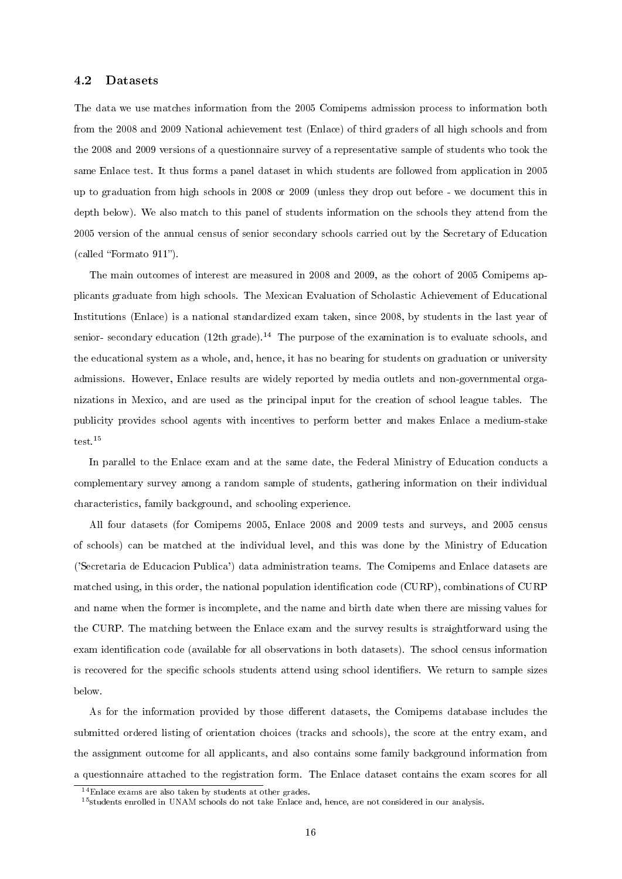### 4.2 Datasets

The data we use matches information from the 2005 Comipems admission process to information both from the 2008 and 2009 National achievement test (Enlace) of third graders of all high schools and from the 2008 and 2009 versions of a questionnaire survey of a representative sample of students who took the same Enlace test. It thus forms a panel dataset in which students are followed from application in 2005 up to graduation from high schools in 2008 or 2009 (unless they drop out before - we document this in depth below). We also match to this panel of students information on the schools they attend from the 2005 version of the annual census of senior secondary schools carried out by the Secretary of Education (called "Formato 911").

The main outcomes of interest are measured in 2008 and 2009, as the cohort of 2005 Comipems applicants graduate from high schools. The Mexican Evaluation of Scholastic Achievement of Educational Institutions (Enlace) is a national standardized exam taken, since 2008, by students in the last year of senior- secondary education (12th grade).[14] The purpose of the examination is to evaluate schools, and the educational system as a whole, and, hence, it has no bearing for students on graduation or university admissions. However, Enlace results are widely reported by media outlets and non-governmental organizations in Mexico, and are used as the principal input for the creation of school league tables. The publicity provides school agents with incentives to perform better and makes Enlace a medium-stake test.[15]

In parallel to the Enlace exam and at the same date, the Federal Ministry of Education conducts a complementary survey among a random sample of students, gathering information on their individual characteristics, family background, and schooling experience.

All four datasets (for Comipems 2005, Enlace 2008 and 2009 tests and surveys, and 2005 census of schools) can be matched at the individual level, and this was done by the Ministry of Education ('Secretaria de Educacion Publica') data administration teams. The Comipems and Enlace datasets are matched using, in this order, the national population identification code (CURP), combinations of CURP and name when the former is incomplete, and the name and birth date when there are missing values for the CURP. The matching between the Enlace exam and the survey results is straightforward using the exam identification code (available for all observations in both datasets). The school census information is recovered for the specific schools students attend using school identifiers. We return to sample sizes below.

As for the information provided by those different datasets, the Comipems database includes the submitted ordered listing of orientation choices (tracks and schools), the score at the entry exam, and the assignment outcome for all applicants, and also contains some family background information from a questionnaire attached to the registration form. The Enlace dataset contains the exam scores for all

[14] Enlace exams are also taken by students at other grades.

[15] students enrolled in UNAM schools do not take Enlace and, hence, are not considered in our analysis.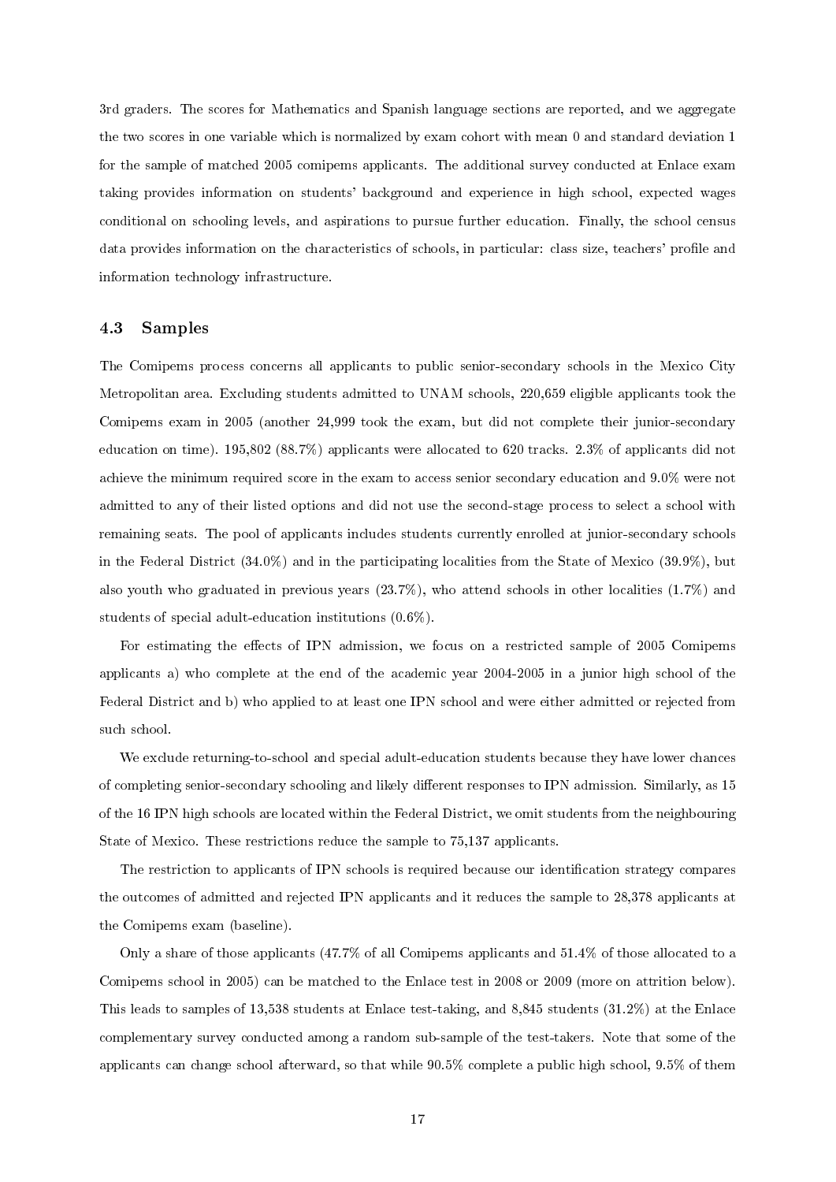3rd graders. The scores for Mathematics and Spanish language sections are reported, and we aggregate the two scores in one variable which is normalized by exam cohort with mean 0 and standard deviation 1 for the sample of matched 2005 comipems applicants. The additional survey conducted at Enlace exam taking provides information on students' background and experience in high school, expected wages conditional on schooling levels, and aspirations to pursue further education. Finally, the school census data provides information on the characteristics of schools, in particular: class size, teachers' profile and information technology infrastructure.

### 4.3 Samples

The Comipems process concerns all applicants to public senior-secondary schools in the Mexico City Metropolitan area. Excluding students admitted to UNAM schools, 220,659 eligible applicants took the Comipems exam in 2005 (another 24,999 took the exam, but did not complete their junior-secondary education on time). 195,802 (88.7%) applicants were allocated to 620 tracks. 2.3% of applicants did not achieve the minimum required score in the exam to access senior secondary education and 9.0% were not admitted to any of their listed options and did not use the second-stage process to select a school with remaining seats. The pool of applicants includes students currently enrolled at junior-secondary schools in the Federal District (34.0%) and in the participating localities from the State of Mexico (39.9%), but also youth who graduated in previous years (23.7%), who attend schools in other localities (1.7%) and students of special adult-education institutions (0.6%).

For estimating the effects of IPN admission, we focus on a restricted sample of 2005 Comipems applicants a) who complete at the end of the academic year 2004-2005 in a junior high school of the Federal District and b) who applied to at least one IPN school and were either admitted or rejected from such school.

We exclude returning-to-school and special adult-education students because they have lower chances of completing senior-secondary schooling and likely different responses to IPN admission. Similarly, as 15 of the 16 IPN high schools are located within the Federal District, we omit students from the neighbouring State of Mexico. These restrictions reduce the sample to 75,137 applicants.

The restriction to applicants of IPN schools is required because our identification strategy compares the outcomes of admitted and rejected IPN applicants and it reduces the sample to 28,378 applicants at the Comipems exam (baseline).

Only a share of those applicants (47.7% of all Comipems applicants and 51.4% of those allocated to a Comipems school in 2005) can be matched to the Enlace test in 2008 or 2009 (more on attrition below). This leads to samples of 13,538 students at Enlace test-taking, and 8,845 students (31.2%) at the Enlace complementary survey conducted among a random sub-sample of the test-takers. Note that some of the applicants can change school afterward, so that while 90.5% complete a public high school, 9.5% of them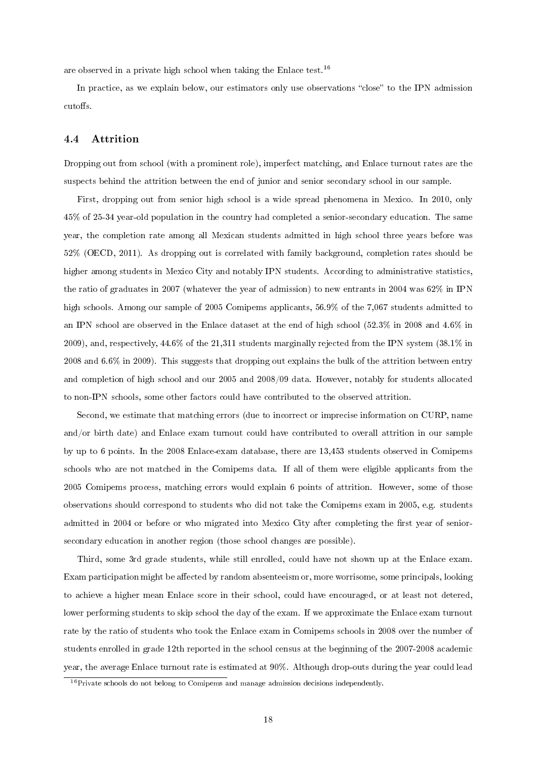are observed in a private high school when taking the Enlace test.[16]

In practice, as we explain below, our estimators only use observations "close" to the IPN admission cutoffs.

### 4.4 Attrition

Dropping out from school (with a prominent role), imperfect matching, and Enlace turnout rates are the suspects behind the attrition between the end of junior and senior secondary school in our sample.

First, dropping out from senior high school is a wide spread phenomena in Mexico. In 2010, only 45% of 25-34 year-old population in the country had completed a senior-secondary education. The same year, the completion rate among all Mexican students admitted in high school three years before was 52% (OECD, 2011). As dropping out is correlated with family background, completion rates should be higher among students in Mexico City and notably IPN students. According to administrative statistics, the ratio of graduates in 2007 (whatever the year of admission) to new entrants in 2004 was 62% in IPN high schools. Among our sample of 2005 Comipems applicants, 56.9% of the 7,067 students admitted to an IPN school are observed in the Enlace dataset at the end of high school (52.3% in 2008 and 4.6% in 2009), and, respectively, 44.6% of the 21,311 students marginally rejected from the IPN system (38.1% in 2008 and 6.6% in 2009). This suggests that dropping out explains the bulk of the attrition between entry and completion of high school and our 2005 and 2008/09 data. However, notably for students allocated to non-IPN schools, some other factors could have contributed to the observed attrition.

Second, we estimate that matching errors (due to incorrect or imprecise information on CURP, name and/or birth date) and Enlace exam turnout could have contributed to overall attrition in our sample by up to 6 points. In the 2008 Enlace-exam database, there are 13,453 students observed in Comipems schools who are not matched in the Comipems data. If all of them were eligible applicants from the 2005 Comipems process, matching errors would explain 6 points of attrition. However, some of those observations should correspond to students who did not take the Comipems exam in 2005, e.g. students admitted in 2004 or before or who migrated into Mexico City after completing the first year of senior-secondary education in another region (those school changes are possible).

Third, some 3rd grade students, while still enrolled, could have not shown up at the Enlace exam. Exam participation might be affected by random absenteeism or, more worrisome, some principals, looking to achieve a higher mean Enlace score in their school, could have encouraged, or at least not detered, lower performing students to skip school the day of the exam. If we approximate the Enlace exam turnout rate by the ratio of students who took the Enlace exam in Comipems schools in 2008 over the number of students enrolled in grade 12th reported in the school census at the beginning of the 2007-2008 academic year, the average Enlace turnout rate is estimated at 90%. Although drop-outs during the year could lead

[16] Private schools do not belong to Comipems and manage admission decisions independently.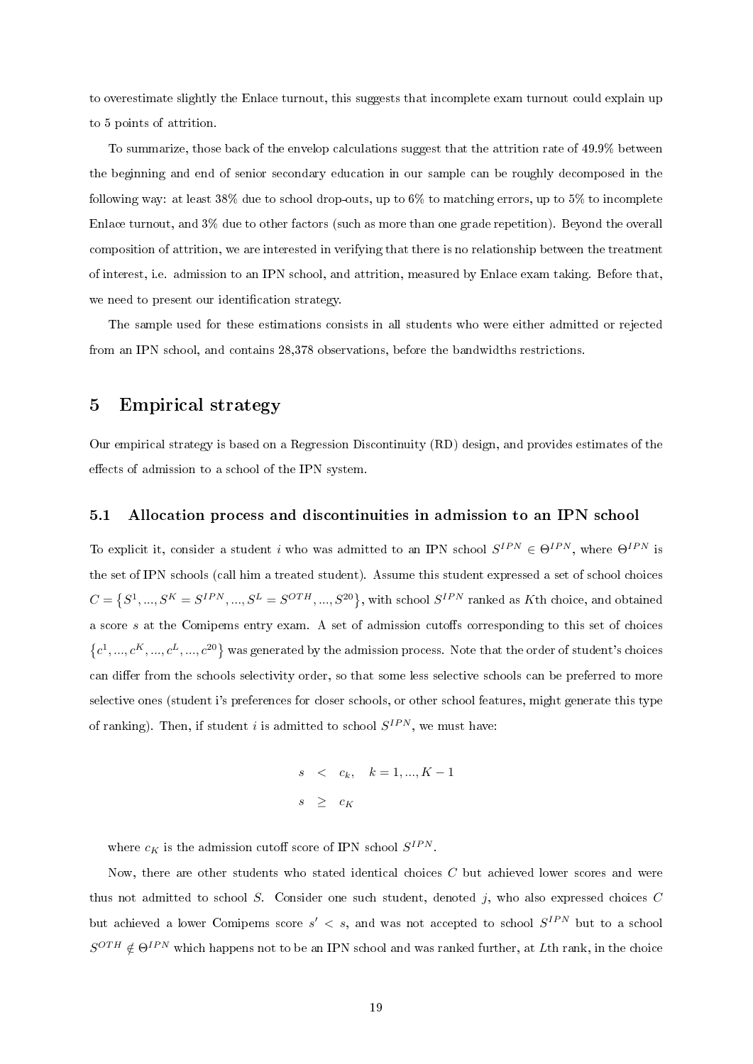to overestimate slightly the Enlace turnout, this suggests that incomplete exam turnout could explain up to 5 points of attrition.

To summarize, those back of the envelop calculations suggest that the attrition rate of 49.9% between the beginning and end of senior secondary education in our sample can be roughly decomposed in the following way: at least 38% due to school drop-outs, up to 6% to matching errors, up to 5% to incomplete Enlace turnout, and 3% due to other factors (such as more than one grade repetition). Beyond the overall composition of attrition, we are interested in verifying that there is no relationship between the treatment of interest, i.e. admission to an IPN school, and attrition, measured by Enlace exam taking. Before that, we need to present our identification strategy.

The sample used for these estimations consists in all students who were either admitted or rejected from an IPN school, and contains 28,378 observations, before the bandwidths restrictions.

# 5 Empirical strategy

Our empirical strategy is based on a Regression Discontinuity (RD) design, and provides estimates of the effects of admission to a school of the IPN system.

## 5.1 Allocation process and discontinuities in admission to an IPN school

To explicit it, consider a student $i$ who was admitted to an IPN school $S^{IPN} \in \Theta^{IPN}$, where $\Theta^{IPN}$ is the set of IPN schools (call him a treated student). Assume this student expressed a set of school choices $C = \{S^1, ..., S^K = S^{IPN}, ..., S^L = S^{OTH}, ..., S^{20}\}$, with school $S^{IPN}$ ranked as $K$th choice, and obtained a score $s$ at the Comipems entry exam. A set of admission cutoffs corresponding to this set of choices $\{c^1, ..., c^K, ..., c^L, ..., c^{20}\}$ was generated by the admission process. Note that the order of student's choices can differ from the schools selectivity order, so that some less selective schools can be preferred to more selective ones (student i's preferences for closer schools, or other school features, might generate this type of ranking). Then, if student $i$ is admitted to school $S^{IPN}$, we must have:

$$
\begin{aligned}
s &< c_k, \quad k = 1, ..., K-1 \\
s &\geq c_K
\end{aligned}
$$

where $c_K$ is the admission cutoff score of IPN school $S^{IPN}$.

Now, there are other students who stated identical choices $C$ but achieved lower scores and were thus not admitted to school $S$. Consider one such student, denoted $j$, who also expressed choices $C$ but achieved a lower Comipems score $s' < s$, and was not accepted to school $S^{IPN}$ but to a school $S^{OTH} \notin \Theta^{IPN}$ which happens not to be an IPN school and was ranked further, at $L$th rank, in the choice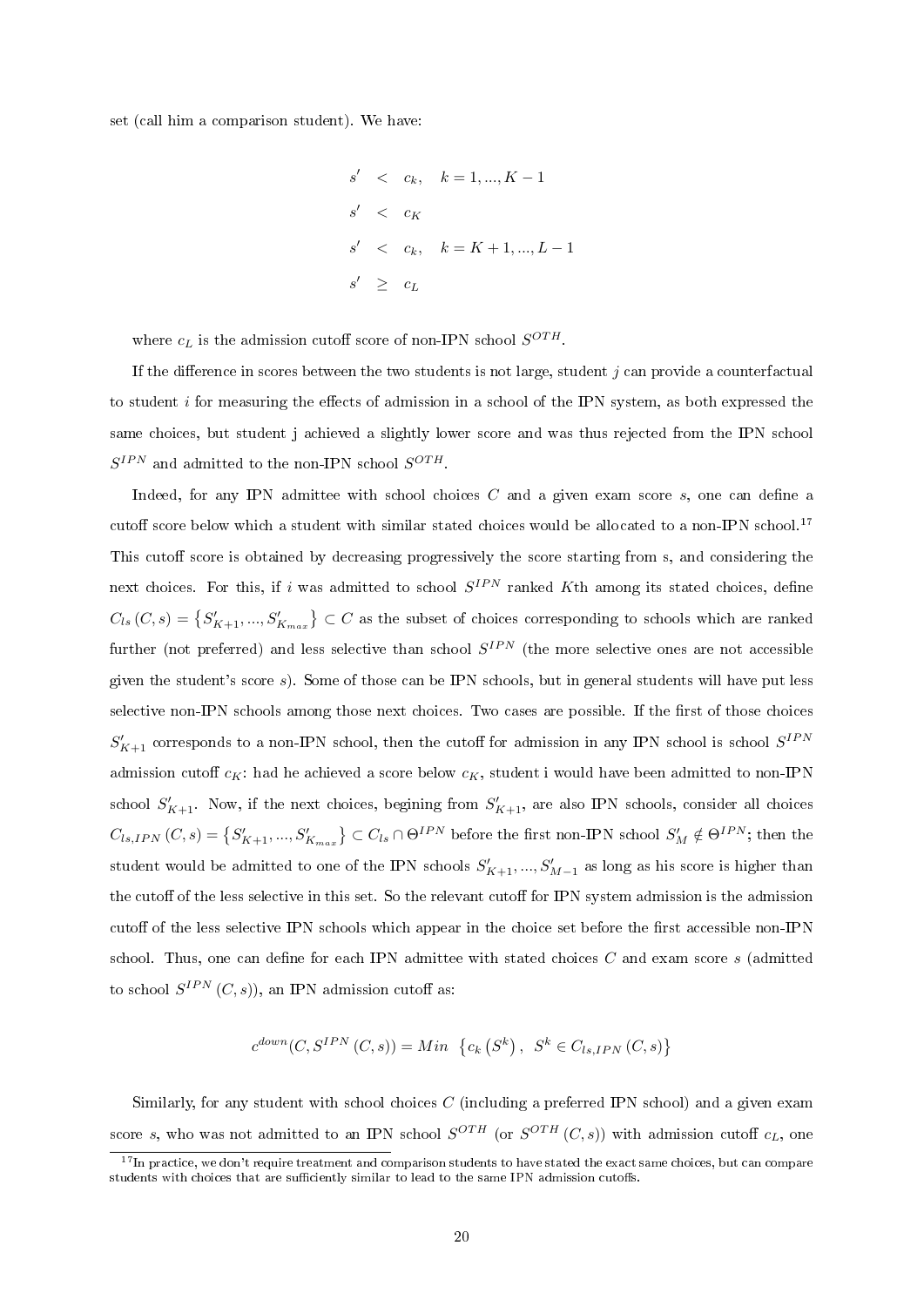set (call him a comparison student). We have:

$$
\begin{aligned}
s' &< c_k, \quad k = 1, ..., K-1 \\
s' &< c_K \\
s' &< c_k, \quad k = K+1, ..., L-1 \\
s' &\geq c_L
\end{aligned}
$$

where $c_L$ is the admission cutoff score of non-IPN school $S^{OTH}$.

If the difference in scores between the two students is not large, student $j$ can provide a counterfactual to student $i$ for measuring the effects of admission in a school of the IPN system, as both expressed the same choices, but student j achieved a slightly lower score and was thus rejected from the IPN school $S^{IPN}$ and admitted to the non-IPN school $S^{OTH}$.

Indeed, for any IPN admittee with school choices $C$ and a given exam score $s$, one can define a cutoff score below which a student with similar stated choices would be allocated to a non-IPN school.[17] This cutoff score is obtained by decreasing progressively the score starting from s, and considering the next choices. For this, if $i$ was admitted to school $S^{IPN}$ ranked $K$th among its stated choices, define $C_{ls}(C, s) = \{S'_{K+1}, ..., S'_{K_{max}}\} \subset C$ as the subset of choices corresponding to schools which are ranked further (not preferred) and less selective than school $S^{IPN}$ (the more selective ones are not accessible given the student's score $s$). Some of those can be IPN schools, but in general students will have put less selective non-IPN schools among those next choices. Two cases are possible. If the first of those choices $S'_{K+1}$ corresponds to a non-IPN school, then the cutoff for admission in any IPN school is school $S^{IPN}$ admission cutoff $c_K$: had he achieved a score below $c_K$, student i would have been admitted to non-IPN school $S'_{K+1}$. Now, if the next choices, begining from $S'_{K+1}$, are also IPN schools, consider all choices $C_{ls,IPN}(C, s) = \{S'_{K+1}, ..., S'_{K_{max}}\} \subset C_{ls} \cap \Theta^{IPN}$ before the first non-IPN school $S'_M \notin \Theta^{IPN}$; then the student would be admitted to one of the IPN schools $S'_{K+1}, ..., S'_{M-1}$ as long as his score is higher than the cutoff of the less selective in this set. So the relevant cutoff for IPN system admission is the admission cutoff of the less selective IPN schools which appear in the choice set before the first accessible non-IPN school. Thus, one can define for each IPN admittee with stated choices $C$ and exam score $s$ (admitted to school $S^{IPN}(C, s)$), an IPN admission cutoff as:

$$
c^{down}(C, S^{IPN}(C, s)) = Min \ \left\{ c_k\left(S^k\right), \ S^k \in C_{ls,IPN}(C, s) \right\}
$$

Similarly, for any student with school choices $C$ (including a preferred IPN school) and a given exam score $s$, who was not admitted to an IPN school $S^{OTH}$ (or $S^{OTH}(C, s)$) with admission cutoff $c_L$, one

[17] In practice, we don't require treatment and comparison students to have stated the exact same choices, but can compare students with choices that are sufficiently similar to lead to the same IPN admission cutoffs.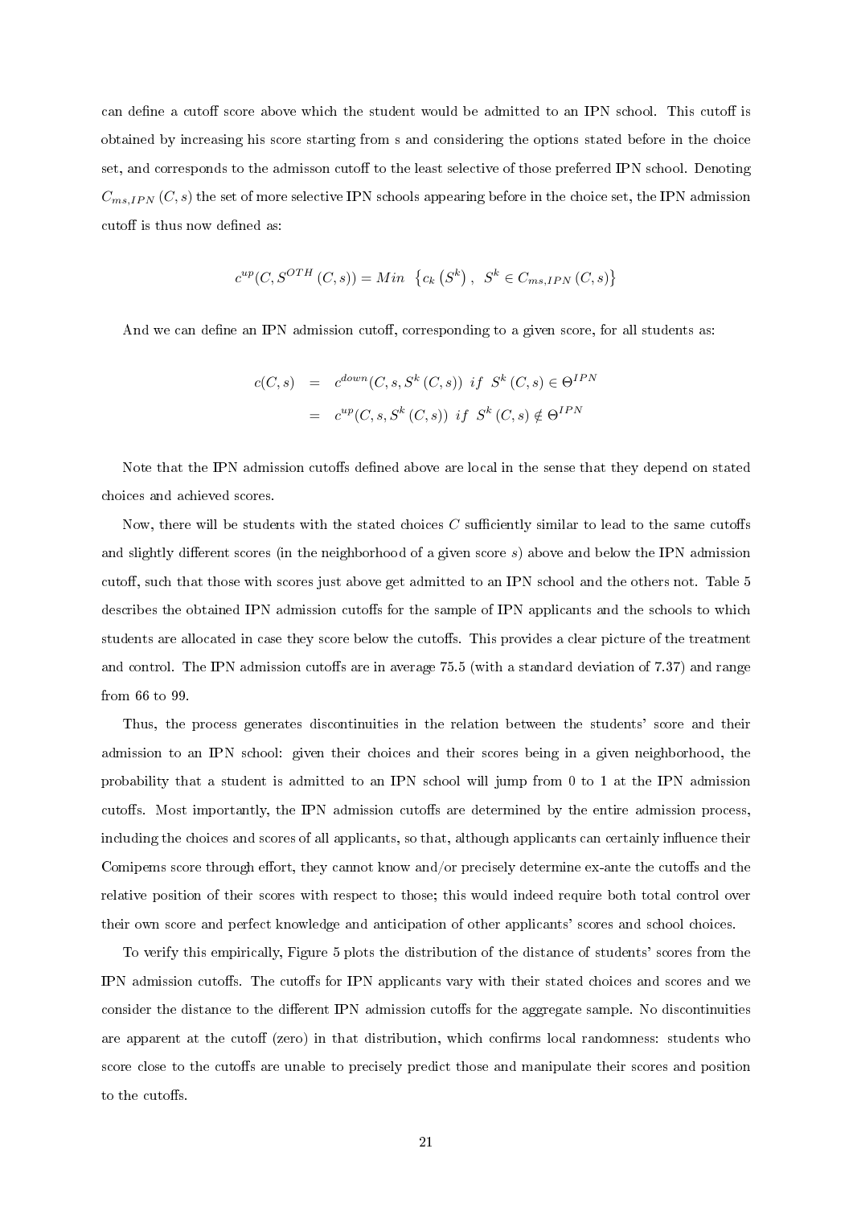can define a cutoff score above which the student would be admitted to an IPN school. This cutoff is obtained by increasing his score starting from s and considering the options stated before in the choice set, and corresponds to the admisson cutoff to the least selective of those preferred IPN school. Denoting $C_{ms,IPN}(C,s)$ the set of more selective IPN schools appearing before in the choice set, the IPN admission cutoff is thus now defined as:

$$c^{up}(C, S^{OTH}(C,s)) = Min \ \left\{ c_k\left(S^k\right), \ S^k \in C_{ms,IPN}(C,s) \right\}$$

And we can define an IPN admission cutoff, corresponding to a given score, for all students as:

$$\begin{aligned} c(C,s) &= c^{down}(C,s,S^k(C,s)) \ \ if \ \ S^k(C,s) \in \Theta^{IPN} \\ &= c^{up}(C,s,S^k(C,s)) \ \ if \ \ S^k(C,s) \notin \Theta^{IPN} \end{aligned}$$

Note that the IPN admission cutoffs defined above are local in the sense that they depend on stated choices and achieved scores.

Now, there will be students with the stated choices $C$ sufficiently similar to lead to the same cutoffs and slightly different scores (in the neighborhood of a given score $s$) above and below the IPN admission cutoff, such that those with scores just above get admitted to an IPN school and the others not. Table 5 describes the obtained IPN admission cutoffs for the sample of IPN applicants and the schools to which students are allocated in case they score below the cutoffs. This provides a clear picture of the treatment and control. The IPN admission cutoffs are in average 75.5 (with a standard deviation of 7.37) and range from 66 to 99.

Thus, the process generates discontinuities in the relation between the students' score and their admission to an IPN school: given their choices and their scores being in a given neighborhood, the probability that a student is admitted to an IPN school will jump from 0 to 1 at the IPN admission cutoffs. Most importantly, the IPN admission cutoffs are determined by the entire admission process, including the choices and scores of all applicants, so that, although applicants can certainly influence their Comipems score through effort, they cannot know and/or precisely determine ex-ante the cutoffs and the relative position of their scores with respect to those; this would indeed require both total control over their own score and perfect knowledge and anticipation of other applicants' scores and school choices.

To verify this empirically, Figure 5 plots the distribution of the distance of students' scores from the IPN admission cutoffs. The cutoffs for IPN applicants vary with their stated choices and scores and we consider the distance to the different IPN admission cutoffs for the aggregate sample. No discontinuities are apparent at the cutoff (zero) in that distribution, which confirms local randomness: students who score close to the cutoffs are unable to precisely predict those and manipulate their scores and position to the cutoffs.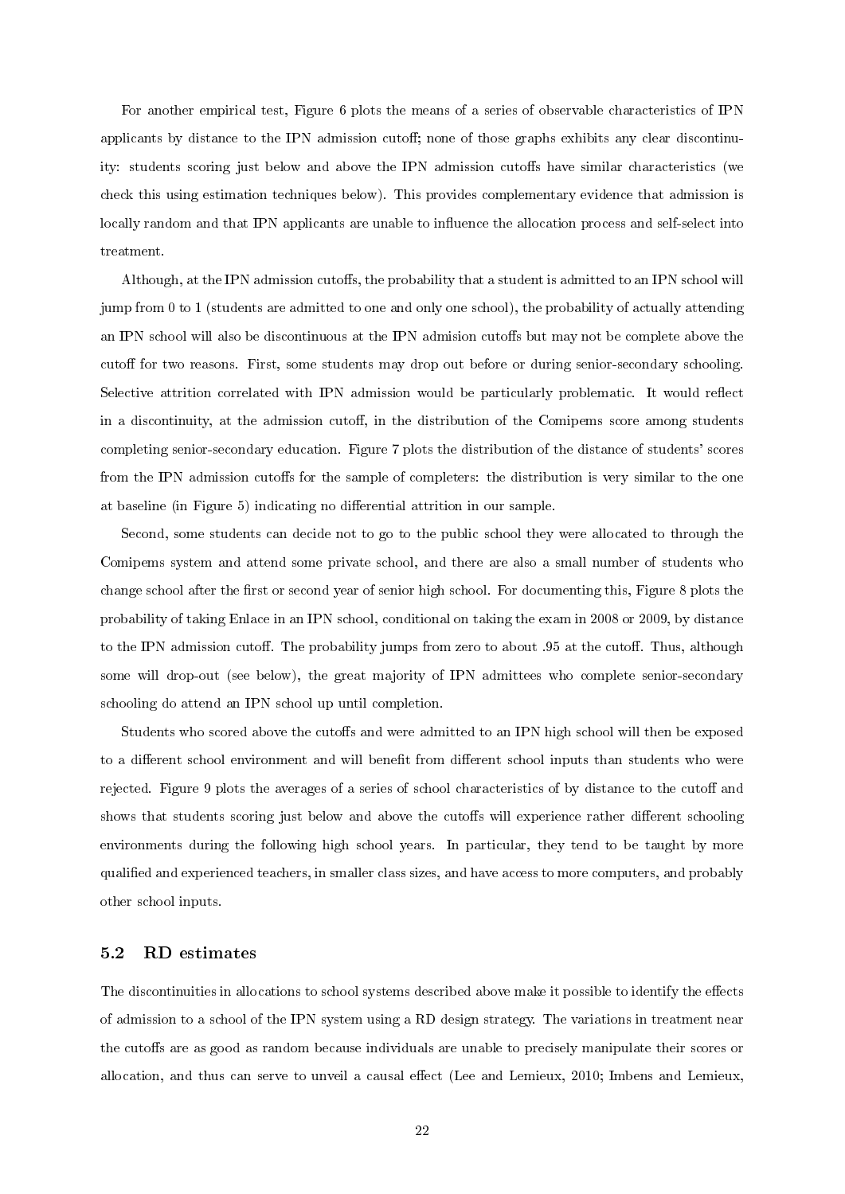For another empirical test, Figure 6 plots the means of a series of observable characteristics of IPN applicants by distance to the IPN admission cutoff; none of those graphs exhibits any clear discontinuity: students scoring just below and above the IPN admission cutoffs have similar characteristics (we check this using estimation techniques below). This provides complementary evidence that admission is locally random and that IPN applicants are unable to influence the allocation process and self-select into treatment.

Although, at the IPN admission cutoffs, the probability that a student is admitted to an IPN school will jump from 0 to 1 (students are admitted to one and only one school), the probability of actually attending an IPN school will also be discontinuous at the IPN admision cutoffs but may not be complete above the cutoff for two reasons. First, some students may drop out before or during senior-secondary schooling. Selective attrition correlated with IPN admission would be particularly problematic. It would reflect in a discontinuity, at the admission cutoff, in the distribution of the Comipems score among students completing senior-secondary education. Figure 7 plots the distribution of the distance of students' scores from the IPN admission cutoffs for the sample of completers: the distribution is very similar to the one at baseline (in Figure 5) indicating no differential attrition in our sample.

Second, some students can decide not to go to the public school they were allocated to through the Comipems system and attend some private school, and there are also a small number of students who change school after the first or second year of senior high school. For documenting this, Figure 8 plots the probability of taking Enlace in an IPN school, conditional on taking the exam in 2008 or 2009, by distance to the IPN admission cutoff. The probability jumps from zero to about .95 at the cutoff. Thus, although some will drop-out (see below), the great majority of IPN admittees who complete senior-secondary schooling do attend an IPN school up until completion.

Students who scored above the cutoffs and were admitted to an IPN high school will then be exposed to a different school environment and will benefit from different school inputs than students who were rejected. Figure 9 plots the averages of a series of school characteristics of by distance to the cutoff and shows that students scoring just below and above the cutoffs will experience rather different schooling environments during the following high school years. In particular, they tend to be taught by more qualified and experienced teachers, in smaller class sizes, and have access to more computers, and probably other school inputs.

## 5.2 RD estimates

The discontinuities in allocations to school systems described above make it possible to identify the effects of admission to a school of the IPN system using a RD design strategy. The variations in treatment near the cutoffs are as good as random because individuals are unable to precisely manipulate their scores or allocation, and thus can serve to unveil a causal effect (Lee and Lemieux, 2010; Imbens and Lemieux,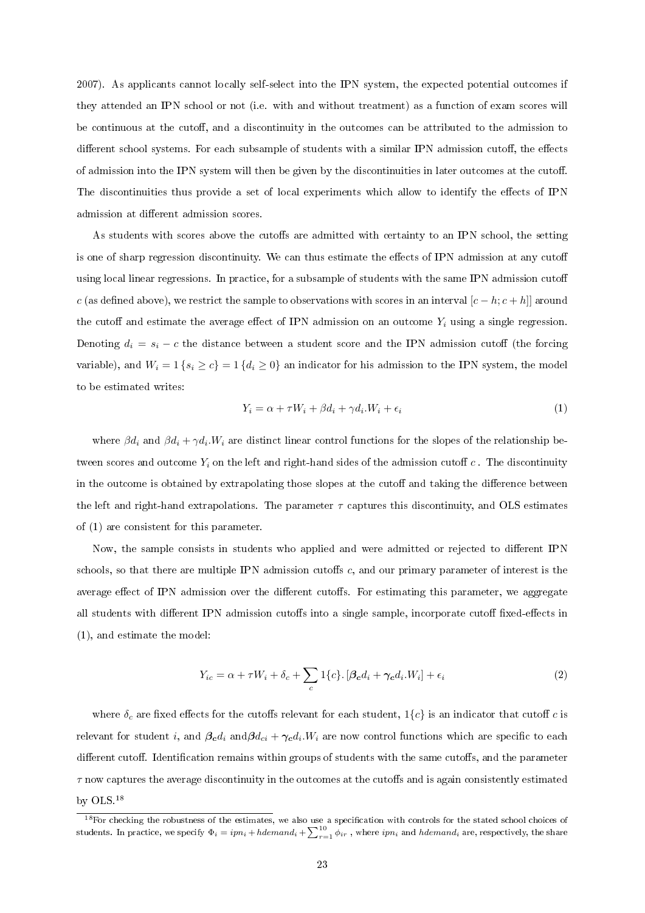2007). As applicants cannot locally self-select into the IPN system, the expected potential outcomes if they attended an IPN school or not (i.e. with and without treatment) as a function of exam scores will be continuous at the cutoff, and a discontinuity in the outcomes can be attributed to the admission to different school systems. For each subsample of students with a similar IPN admission cutoff, the effects of admission into the IPN system will then be given by the discontinuities in later outcomes at the cutoff. The discontinuities thus provide a set of local experiments which allow to identify the effects of IPN admission at different admission scores.

As students with scores above the cutoffs are admitted with certainty to an IPN school, the setting is one of sharp regression discontinuity. We can thus estimate the effects of IPN admission at any cutoff using local linear regressions. In practice, for a subsample of students with the same IPN admission cutoff $c$ (as defined above), we restrict the sample to observations with scores in an interval $[c-h; c+h]]$ around the cutoff and estimate the average effect of IPN admission on an outcome $Y_i$ using a single regression. Denoting $d_i = s_i - c$ the distance between a student score and the IPN admission cutoff (the forcing variable), and $W_i = 1\{s_i \geq c\} = 1\{d_i \geq 0\}$ an indicator for his admission to the IPN system, the model to be estimated writes:

$$Y_i = \alpha + \tau W_i + \beta d_i + \gamma d_i.W_i + \epsilon_i \tag{1}$$

where $\beta d_i$ and $\beta d_i + \gamma d_i.W_i$ are distinct linear control functions for the slopes of the relationship between scores and outcome $Y_i$ on the left and right-hand sides of the admission cutoff $c$ . The discontinuity in the outcome is obtained by extrapolating those slopes at the cutoff and taking the difference between the left and right-hand extrapolations. The parameter $\tau$ captures this discontinuity, and OLS estimates of (1) are consistent for this parameter.

Now, the sample consists in students who applied and were admitted or rejected to different IPN schools, so that there are multiple IPN admission cutoffs $c$, and our primary parameter of interest is the average effect of IPN admission over the different cutoffs. For estimating this parameter, we aggregate all students with different IPN admission cutoffs into a single sample, incorporate cutoff fixed-effects in (1), and estimate the model:

$$Y_{ic} = \alpha + \tau W_i + \delta_c + \sum_c 1\{c\}.\left[\boldsymbol{\beta_c} d_i + \boldsymbol{\gamma_c} d_i.W_i\right] + \epsilon_i \tag{2}$$

where $\delta_c$ are fixed effects for the cutoffs relevant for each student, $1\{c\}$ is an indicator that cutoff $c$ is relevant for student $i$, and $\boldsymbol{\beta_c} d_i$ and$\boldsymbol{\beta} d_{ci} + \boldsymbol{\gamma_c} d_i.W_i$ are now control functions which are specific to each different cutoff. Identification remains within groups of students with the same cutoffs, and the parameter $\tau$ now captures the average discontinuity in the outcomes at the cutoffs and is again consistently estimated by OLS.[18]

[18] For checking the robustness of the estimates, we also use a specification with controls for the stated school choices of students. In practice, we specify $\Phi_i = ipn_i + hdemand_i + \sum_{r=1}^{10} \phi_{ir}$ , where $ipn_i$ and $hdemand_i$ are, respectively, the share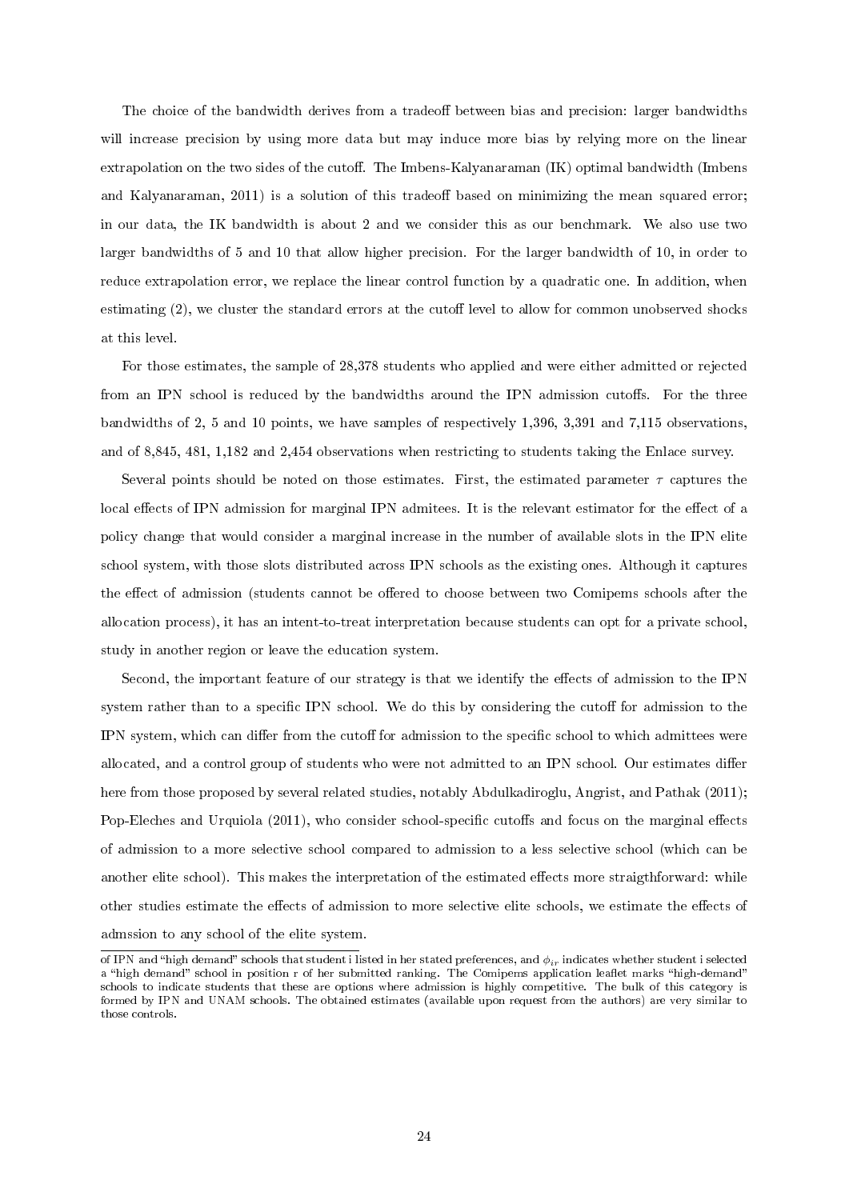The choice of the bandwidth derives from a tradeoff between bias and precision: larger bandwidths will increase precision by using more data but may induce more bias by relying more on the linear extrapolation on the two sides of the cutoff. The Imbens-Kalyanaraman (IK) optimal bandwidth (Imbens and Kalyanaraman, 2011) is a solution of this tradeoff based on minimizing the mean squared error; in our data, the IK bandwidth is about 2 and we consider this as our benchmark. We also use two larger bandwidths of 5 and 10 that allow higher precision. For the larger bandwidth of 10, in order to reduce extrapolation error, we replace the linear control function by a quadratic one. In addition, when estimating (2), we cluster the standard errors at the cutoff level to allow for common unobserved shocks at this level.

For those estimates, the sample of 28,378 students who applied and were either admitted or rejected from an IPN school is reduced by the bandwidths around the IPN admission cutoffs. For the three bandwidths of 2, 5 and 10 points, we have samples of respectively 1,396, 3,391 and 7,115 observations, and of 8,845, 481, 1,182 and 2,454 observations when restricting to students taking the Enlace survey.

Several points should be noted on those estimates. First, the estimated parameter $\tau$ captures the local effects of IPN admission for marginal IPN admitees. It is the relevant estimator for the effect of a policy change that would consider a marginal increase in the number of available slots in the IPN elite school system, with those slots distributed across IPN schools as the existing ones. Although it captures the effect of admission (students cannot be offered to choose between two Comipems schools after the allocation process), it has an intent-to-treat interpretation because students can opt for a private school, study in another region or leave the education system.

Second, the important feature of our strategy is that we identify the effects of admission to the IPN system rather than to a specific IPN school. We do this by considering the cutoff for admission to the IPN system, which can differ from the cutoff for admission to the specific school to which admittees were allocated, and a control group of students who were not admitted to an IPN school. Our estimates differ here from those proposed by several related studies, notably Abdulkadiroglu, Angrist, and Pathak (2011); Pop-Eleches and Urquiola (2011), who consider school-specific cutoffs and focus on the marginal effects of admission to a more selective school compared to admission to a less selective school (which can be another elite school). This makes the interpretation of the estimated effects more straigthforward: while other studies estimate the effects of admission to more selective elite schools, we estimate the effects of admssion to any school of the elite system.

---

of IPN and "high demand" schools that student i listed in her stated preferences, and $\phi_{ir}$ indicates whether student i selected a "high demand" school in position r of her submitted ranking. The Comipems application leaflet marks "high-demand" schools to indicate students that these are options where admission is highly competitive. The bulk of this category is formed by IPN and UNAM schools. The obtained estimates (available upon request from the authors) are very similar to those controls.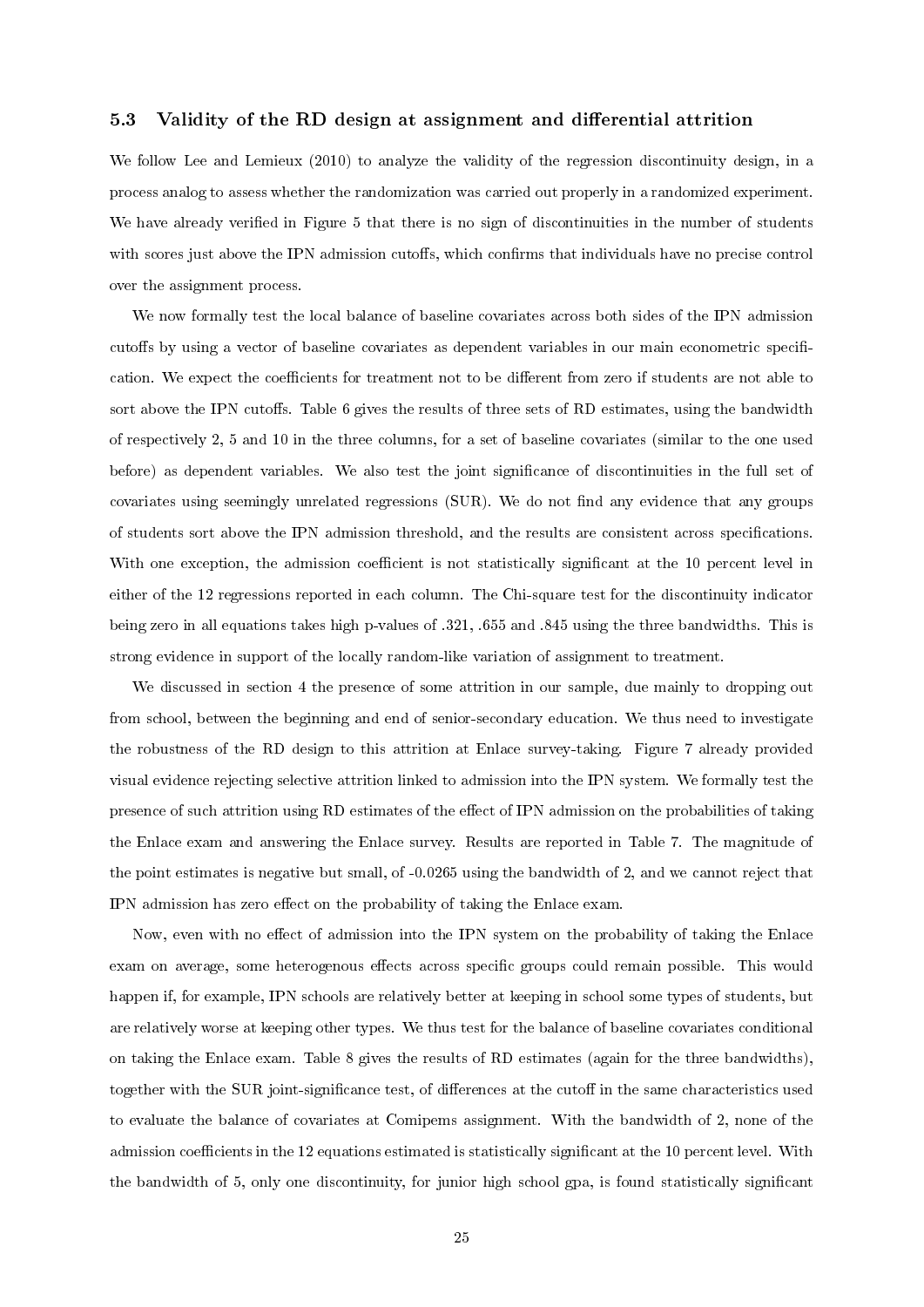### 5.3 Validity of the RD design at assignment and differential attrition

We follow Lee and Lemieux (2010) to analyze the validity of the regression discontinuity design, in a process analog to assess whether the randomization was carried out properly in a randomized experiment. We have already verified in Figure 5 that there is no sign of discontinuities in the number of students with scores just above the IPN admission cutoffs, which confirms that individuals have no precise control over the assignment process.

We now formally test the local balance of baseline covariates across both sides of the IPN admission cutoffs by using a vector of baseline covariates as dependent variables in our main econometric specification. We expect the coefficients for treatment not to be different from zero if students are not able to sort above the IPN cutoffs. Table 6 gives the results of three sets of RD estimates, using the bandwidth of respectively 2, 5 and 10 in the three columns, for a set of baseline covariates (similar to the one used before) as dependent variables. We also test the joint significance of discontinuities in the full set of covariates using seemingly unrelated regressions (SUR). We do not find any evidence that any groups of students sort above the IPN admission threshold, and the results are consistent across specifications. With one exception, the admission coefficient is not statistically significant at the 10 percent level in either of the 12 regressions reported in each column. The Chi-square test for the discontinuity indicator being zero in all equations takes high p-values of .321, .655 and .845 using the three bandwidths. This is strong evidence in support of the locally random-like variation of assignment to treatment.

We discussed in section 4 the presence of some attrition in our sample, due mainly to dropping out from school, between the beginning and end of senior-secondary education. We thus need to investigate the robustness of the RD design to this attrition at Enlace survey-taking. Figure 7 already provided visual evidence rejecting selective attrition linked to admission into the IPN system. We formally test the presence of such attrition using RD estimates of the effect of IPN admission on the probabilities of taking the Enlace exam and answering the Enlace survey. Results are reported in Table 7. The magnitude of the point estimates is negative but small, of -0.0265 using the bandwidth of 2, and we cannot reject that IPN admission has zero effect on the probability of taking the Enlace exam.

Now, even with no effect of admission into the IPN system on the probability of taking the Enlace exam on average, some heterogenous effects across specific groups could remain possible. This would happen if, for example, IPN schools are relatively better at keeping in school some types of students, but are relatively worse at keeping other types. We thus test for the balance of baseline covariates conditional on taking the Enlace exam. Table 8 gives the results of RD estimates (again for the three bandwidths), together with the SUR joint-significance test, of differences at the cutoff in the same characteristics used to evaluate the balance of covariates at Comipems assignment. With the bandwidth of 2, none of the admission coefficients in the 12 equations estimated is statistically significant at the 10 percent level. With the bandwidth of 5, only one discontinuity, for junior high school gpa, is found statistically significant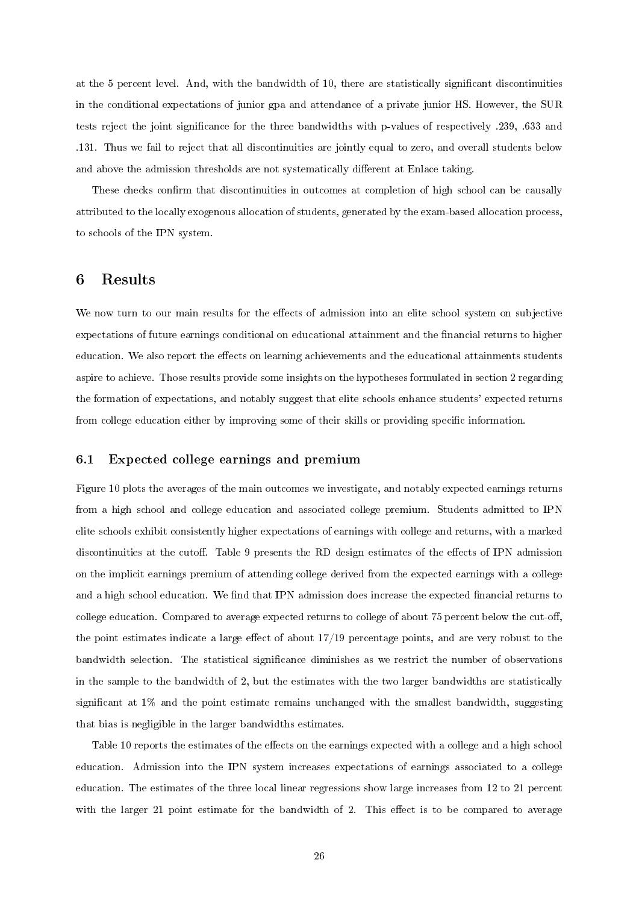at the 5 percent level. And, with the bandwidth of 10, there are statistically significant discontinuities in the conditional expectations of junior gpa and attendance of a private junior HS. However, the SUR tests reject the joint significance for the three bandwidths with p-values of respectively .239, .633 and .131. Thus we fail to reject that all discontinuities are jointly equal to zero, and overall students below and above the admission thresholds are not systematically different at Enlace taking.

These checks confirm that discontinuities in outcomes at completion of high school can be causally attributed to the locally exogenous allocation of students, generated by the exam-based allocation process, to schools of the IPN system.

# 6 Results

We now turn to our main results for the effects of admission into an elite school system on subjective expectations of future earnings conditional on educational attainment and the financial returns to higher education. We also report the effects on learning achievements and the educational attainments students aspire to achieve. Those results provide some insights on the hypotheses formulated in section 2 regarding the formation of expectations, and notably suggest that elite schools enhance students' expected returns from college education either by improving some of their skills or providing specific information.

## 6.1 Expected college earnings and premium

Figure 10 plots the averages of the main outcomes we investigate, and notably expected earnings returns from a high school and college education and associated college premium. Students admitted to IPN elite schools exhibit consistently higher expectations of earnings with college and returns, with a marked discontinuities at the cutoff. Table 9 presents the RD design estimates of the effects of IPN admission on the implicit earnings premium of attending college derived from the expected earnings with a college and a high school education. We find that IPN admission does increase the expected financial returns to college education. Compared to average expected returns to college of about 75 percent below the cut-off, the point estimates indicate a large effect of about 17/19 percentage points, and are very robust to the bandwidth selection. The statistical significance diminishes as we restrict the number of observations in the sample to the bandwidth of 2, but the estimates with the two larger bandwidths are statistically significant at 1% and the point estimate remains unchanged with the smallest bandwidth, suggesting that bias is negligible in the larger bandwidths estimates.

Table 10 reports the estimates of the effects on the earnings expected with a college and a high school education. Admission into the IPN system increases expectations of earnings associated to a college education. The estimates of the three local linear regressions show large increases from 12 to 21 percent with the larger 21 point estimate for the bandwidth of 2. This effect is to be compared to average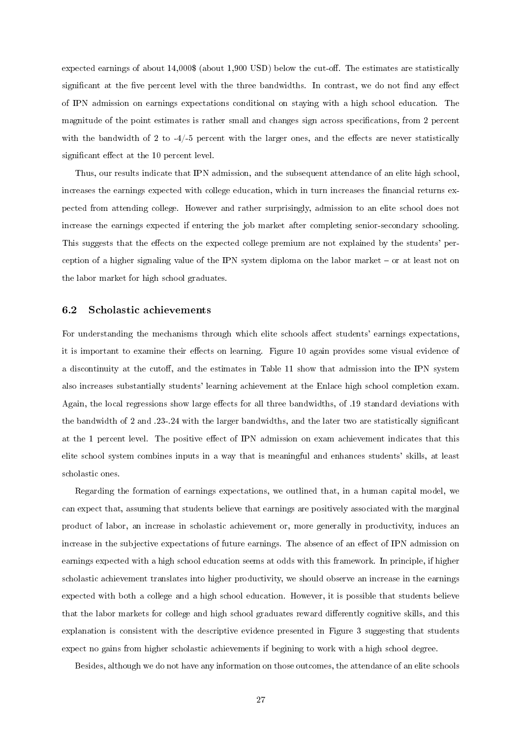expected earnings of about 14,000$ (about 1,900 USD) below the cut-off. The estimates are statistically significant at the five percent level with the three bandwidths. In contrast, we do not find any effect of IPN admission on earnings expectations conditional on staying with a high school education. The magnitude of the point estimates is rather small and changes sign across specifications, from 2 percent with the bandwidth of 2 to -4/-5 percent with the larger ones, and the effects are never statistically significant effect at the 10 percent level.

Thus, our results indicate that IPN admission, and the subsequent attendance of an elite high school, increases the earnings expected with college education, which in turn increases the financial returns expected from attending college. However and rather surprisingly, admission to an elite school does not increase the earnings expected if entering the job market after completing senior-secondary schooling. This suggests that the effects on the expected college premium are not explained by the students' perception of a higher signaling value of the IPN system diploma on the labor market – or at least not on the labor market for high school graduates.

### 6.2 Scholastic achievements

For understanding the mechanisms through which elite schools affect students' earnings expectations, it is important to examine their effects on learning. Figure 10 again provides some visual evidence of a discontinuity at the cutoff, and the estimates in Table 11 show that admission into the IPN system also increases substantially students' learning achievement at the Enlace high school completion exam. Again, the local regressions show large effects for all three bandwidths, of .19 standard deviations with the bandwidth of 2 and .23-.24 with the larger bandwidths, and the later two are statistically significant at the 1 percent level. The positive effect of IPN admission on exam achievement indicates that this elite school system combines inputs in a way that is meaningful and enhances students' skills, at least scholastic ones.

Regarding the formation of earnings expectations, we outlined that, in a human capital model, we can expect that, assuming that students believe that earnings are positively associated with the marginal product of labor, an increase in scholastic achievement or, more generally in productivity, induces an increase in the subjective expectations of future earnings. The absence of an effect of IPN admission on earnings expected with a high school education seems at odds with this framework. In principle, if higher scholastic achievement translates into higher productivity, we should observe an increase in the earnings expected with both a college and a high school education. However, it is possible that students believe that the labor markets for college and high school graduates reward differently cognitive skills, and this explanation is consistent with the descriptive evidence presented in Figure 3 suggesting that students expect no gains from higher scholastic achievements if begining to work with a high school degree.

Besides, although we do not have any information on those outcomes, the attendance of an elite schools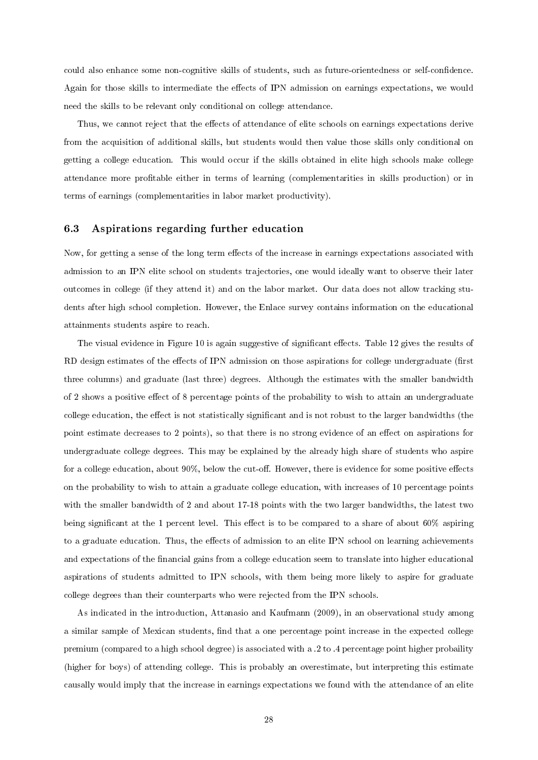could also enhance some non-cognitive skills of students, such as future-orientedness or self-confidence. Again for those skills to intermediate the effects of IPN admission on earnings expectations, we would need the skills to be relevant only conditional on college attendance.

Thus, we cannot reject that the effects of attendance of elite schools on earnings expectations derive from the acquisition of additional skills, but students would then value those skills only conditional on getting a college education. This would occur if the skills obtained in elite high schools make college attendance more profitable either in terms of learning (complementarities in skills production) or in terms of earnings (complementarities in labor market productivity).

### 6.3 Aspirations regarding further education

Now, for getting a sense of the long term effects of the increase in earnings expectations associated with admission to an IPN elite school on students trajectories, one would ideally want to observe their later outcomes in college (if they attend it) and on the labor market. Our data does not allow tracking students after high school completion. However, the Enlace survey contains information on the educational attainments students aspire to reach.

The visual evidence in Figure 10 is again suggestive of significant effects. Table 12 gives the results of RD design estimates of the effects of IPN admission on those aspirations for college undergraduate (first three columns) and graduate (last three) degrees. Although the estimates with the smaller bandwidth of 2 shows a positive effect of 8 percentage points of the probability to wish to attain an undergraduate college education, the effect is not statistically significant and is not robust to the larger bandwidths (the point estimate decreases to 2 points), so that there is no strong evidence of an effect on aspirations for undergraduate college degrees. This may be explained by the already high share of students who aspire for a college education, about 90%, below the cut-off. However, there is evidence for some positive effects on the probability to wish to attain a graduate college education, with increases of 10 percentage points with the smaller bandwidth of 2 and about 17-18 points with the two larger bandwidths, the latest two being significant at the 1 percent level. This effect is to be compared to a share of about 60% aspiring to a graduate education. Thus, the effects of admission to an elite IPN school on learning achievements and expectations of the financial gains from a college education seem to translate into higher educational aspirations of students admitted to IPN schools, with them being more likely to aspire for graduate college degrees than their counterparts who were rejected from the IPN schools.

As indicated in the introduction, Attanasio and Kaufmann (2009), in an observational study among a similar sample of Mexican students, find that a one percentage point increase in the expected college premium (compared to a high school degree) is associated with a .2 to .4 percentage point higher probaility (higher for boys) of attending college. This is probably an overestimate, but interpreting this estimate causally would imply that the increase in earnings expectations we found with the attendance of an elite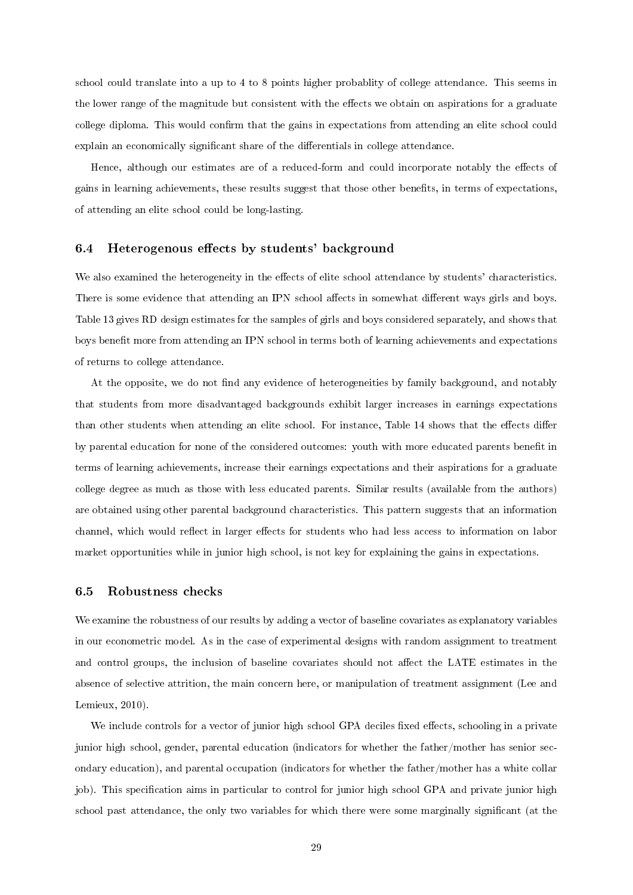school could translate into a up to 4 to 8 points higher probablity of college attendance. This seems in the lower range of the magnitude but consistent with the effects we obtain on aspirations for a graduate college diploma. This would confirm that the gains in expectations from attending an elite school could explain an economically significant share of the differentials in college attendance.

Hence, although our estimates are of a reduced-form and could incorporate notably the effects of gains in learning achievements, these results suggest that those other benefits, in terms of expectations, of attending an elite school could be long-lasting.

### 6.4 Heterogenous effects by students' background

We also examined the heterogeneity in the effects of elite school attendance by students' characteristics. There is some evidence that attending an IPN school affects in somewhat different ways girls and boys. Table 13 gives RD design estimates for the samples of girls and boys considered separately, and shows that boys benefit more from attending an IPN school in terms both of learning achievements and expectations of returns to college attendance.

At the opposite, we do not find any evidence of heterogeneities by family background, and notably that students from more disadvantaged backgrounds exhibit larger increases in earnings expectations than other students when attending an elite school. For instance, Table 14 shows that the effects differ by parental education for none of the considered outcomes: youth with more educated parents benefit in terms of learning achievements, increase their earnings expectations and their aspirations for a graduate college degree as much as those with less educated parents. Similar results (available from the authors) are obtained using other parental background characteristics. This pattern suggests that an information channel, which would reflect in larger effects for students who had less access to information on labor market opportunities while in junior high school, is not key for explaining the gains in expectations.

### 6.5 Robustness checks

We examine the robustness of our results by adding a vector of baseline covariates as explanatory variables in our econometric model. As in the case of experimental designs with random assignment to treatment and control groups, the inclusion of baseline covariates should not affect the LATE estimates in the absence of selective attrition, the main concern here, or manipulation of treatment assignment (Lee and Lemieux, 2010).

We include controls for a vector of junior high school GPA deciles fixed effects, schooling in a private junior high school, gender, parental education (indicators for whether the father/mother has senior secondary education), and parental occupation (indicators for whether the father/mother has a white collar job). This specification aims in particular to control for junior high school GPA and private junior high school past attendance, the only two variables for which there were some marginally significant (at the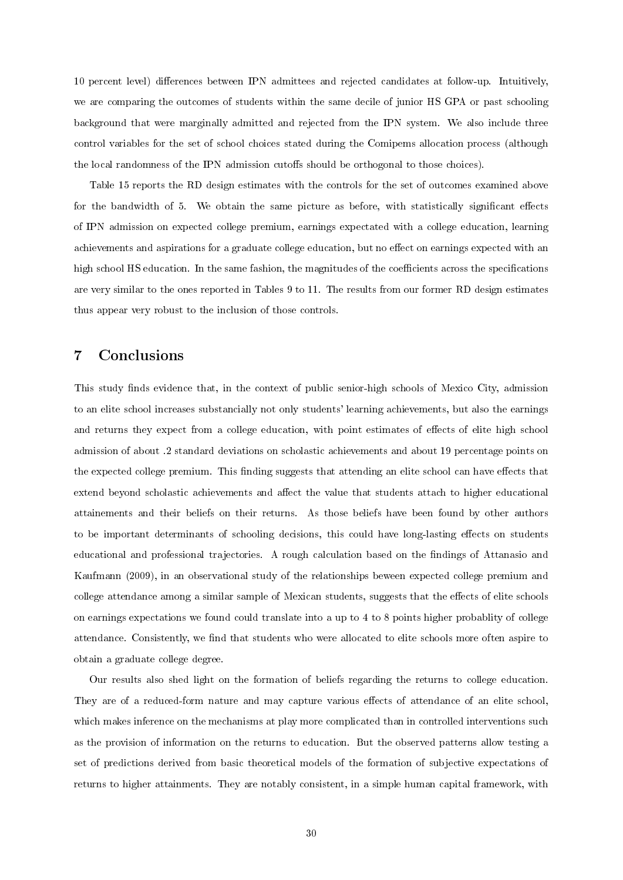10 percent level) differences between IPN admittees and rejected candidates at follow-up. Intuitively, we are comparing the outcomes of students within the same decile of junior HS GPA or past schooling background that were marginally admitted and rejected from the IPN system. We also include three control variables for the set of school choices stated during the Comipems allocation process (although the local randomness of the IPN admission cutoffs should be orthogonal to those choices).

Table 15 reports the RD design estimates with the controls for the set of outcomes examined above for the bandwidth of 5. We obtain the same picture as before, with statistically significant effects of IPN admission on expected college premium, earnings expectated with a college education, learning achievements and aspirations for a graduate college education, but no effect on earnings expected with an high school HS education. In the same fashion, the magnitudes of the coefficients across the specifications are very similar to the ones reported in Tables 9 to 11. The results from our former RD design estimates thus appear very robust to the inclusion of those controls.

## 7 Conclusions

This study finds evidence that, in the context of public senior-high schools of Mexico City, admission to an elite school increases substancially not only students' learning achievements, but also the earnings and returns they expect from a college education, with point estimates of effects of elite high school admission of about .2 standard deviations on scholastic achievements and about 19 percentage points on the expected college premium. This finding suggests that attending an elite school can have effects that extend beyond scholastic achievements and affect the value that students attach to higher educational attainements and their beliefs on their returns. As those beliefs have been found by other authors to be important determinants of schooling decisions, this could have long-lasting effects on students educational and professional trajectories. A rough calculation based on the findings of Attanasio and Kaufmann (2009), in an observational study of the relationships beween expected college premium and college attendance among a similar sample of Mexican students, suggests that the effects of elite schools on earnings expectations we found could translate into a up to 4 to 8 points higher probablity of college attendance. Consistently, we find that students who were allocated to elite schools more often aspire to obtain a graduate college degree.

Our results also shed light on the formation of beliefs regarding the returns to college education. They are of a reduced-form nature and may capture various effects of attendance of an elite school, which makes inference on the mechanisms at play more complicated than in controlled interventions such as the provision of information on the returns to education. But the observed patterns allow testing a set of predictions derived from basic theoretical models of the formation of subjective expectations of returns to higher attainments. They are notably consistent, in a simple human capital framework, with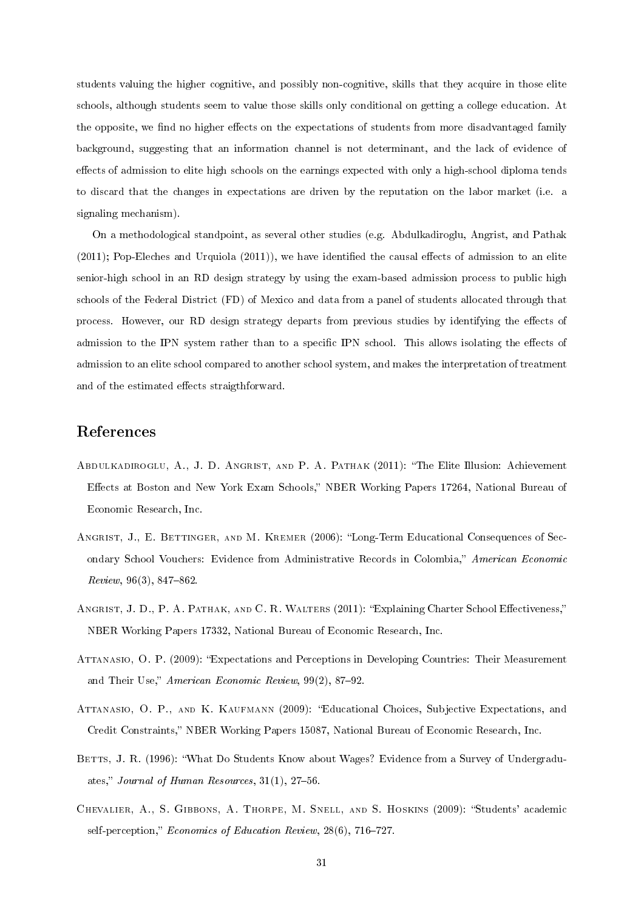students valuing the higher cognitive, and possibly non-cognitive, skills that they acquire in those elite schools, although students seem to value those skills only conditional on getting a college education. At the opposite, we find no higher effects on the expectations of students from more disadvantaged family background, suggesting that an information channel is not determinant, and the lack of evidence of effects of admission to elite high schools on the earnings expected with only a high-school diploma tends to discard that the changes in expectations are driven by the reputation on the labor market (i.e. a signaling mechanism).

On a methodological standpoint, as several other studies (e.g. Abdulkadiroglu, Angrist, and Pathak (2011); Pop-Eleches and Urquiola (2011)), we have identified the causal effects of admission to an elite senior-high school in an RD design strategy by using the exam-based admission process to public high schools of the Federal District (FD) of Mexico and data from a panel of students allocated through that process. However, our RD design strategy departs from previous studies by identifying the effects of admission to the IPN system rather than to a specific IPN school. This allows isolating the effects of admission to an elite school compared to another school system, and makes the interpretation of treatment and of the estimated effects straigthforward.

# References

Abdulkadiroglu, A., J. D. Angrist, and P. A. Pathak (2011): "The Elite Illusion: Achievement Effects at Boston and New York Exam Schools," NBER Working Papers 17264, National Bureau of Economic Research, Inc.

Angrist, J., E. Bettinger, and M. Kremer (2006): "Long-Term Educational Consequences of Secondary School Vouchers: Evidence from Administrative Records in Colombia," *American Economic Review*, 96(3), 847–862.

Angrist, J. D., P. A. Pathak, and C. R. Walters (2011): "Explaining Charter School Effectiveness," NBER Working Papers 17332, National Bureau of Economic Research, Inc.

Attanasio, O. P. (2009): "Expectations and Perceptions in Developing Countries: Their Measurement and Their Use," *American Economic Review*, 99(2), 87–92.

Attanasio, O. P., and K. Kaufmann (2009): "Educational Choices, Subjective Expectations, and Credit Constraints," NBER Working Papers 15087, National Bureau of Economic Research, Inc.

Betts, J. R. (1996): "What Do Students Know about Wages? Evidence from a Survey of Undergraduates," *Journal of Human Resources*, 31(1), 27–56.

Chevalier, A., S. Gibbons, A. Thorpe, M. Snell, and S. Hoskins (2009): "Students' academic self-perception," *Economics of Education Review*, 28(6), 716–727.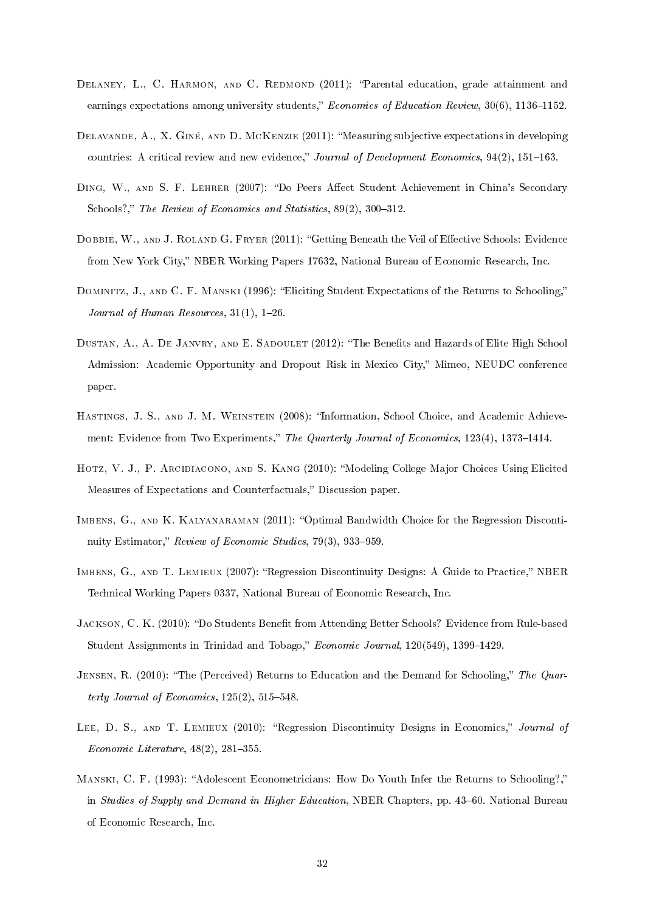Delaney, L., C. Harmon, and C. Redmond (2011): "Parental education, grade attainment and earnings expectations among university students," *Economics of Education Review*, 30(6), 1136–1152.

Delavande, A., X. Giné, and D. McKenzie (2011): "Measuring subjective expectations in developing countries: A critical review and new evidence," *Journal of Development Economics*, 94(2), 151–163.

Ding, W., and S. F. Lehrer (2007): "Do Peers Affect Student Achievement in China's Secondary Schools?," *The Review of Economics and Statistics*, 89(2), 300–312.

Dobbie, W., and J. Roland G. Fryer (2011): "Getting Beneath the Veil of Effective Schools: Evidence from New York City," NBER Working Papers 17632, National Bureau of Economic Research, Inc.

Dominitz, J., and C. F. Manski (1996): "Eliciting Student Expectations of the Returns to Schooling," *Journal of Human Resources*, 31(1), 1–26.

Dustan, A., A. De Janvry, and E. Sadoulet (2012): "The Benefits and Hazards of Elite High School Admission: Academic Opportunity and Dropout Risk in Mexico City," Mimeo, NEUDC conference paper.

Hastings, J. S., and J. M. Weinstein (2008): "Information, School Choice, and Academic Achievement: Evidence from Two Experiments," *The Quarterly Journal of Economics*, 123(4), 1373–1414.

Hotz, V. J., P. Arcidiacono, and S. Kang (2010): "Modeling College Major Choices Using Elicited Measures of Expectations and Counterfactuals," Discussion paper.

Imbens, G., and K. Kalyanaraman (2011): "Optimal Bandwidth Choice for the Regression Discontinuity Estimator," *Review of Economic Studies*, 79(3), 933–959.

Imbens, G., and T. Lemieux (2007): "Regression Discontinuity Designs: A Guide to Practice," NBER Technical Working Papers 0337, National Bureau of Economic Research, Inc.

Jackson, C. K. (2010): "Do Students Benefit from Attending Better Schools? Evidence from Rule-based Student Assignments in Trinidad and Tobago," *Economic Journal*, 120(549), 1399–1429.

Jensen, R. (2010): "The (Perceived) Returns to Education and the Demand for Schooling," *The Quarterly Journal of Economics*, 125(2), 515–548.

Lee, D. S., and T. Lemieux (2010): "Regression Discontinuity Designs in Economics," *Journal of Economic Literature*, 48(2), 281–355.

Manski, C. F. (1993): "Adolescent Econometricians: How Do Youth Infer the Returns to Schooling?," in *Studies of Supply and Demand in Higher Education*, NBER Chapters, pp. 43–60. National Bureau of Economic Research, Inc.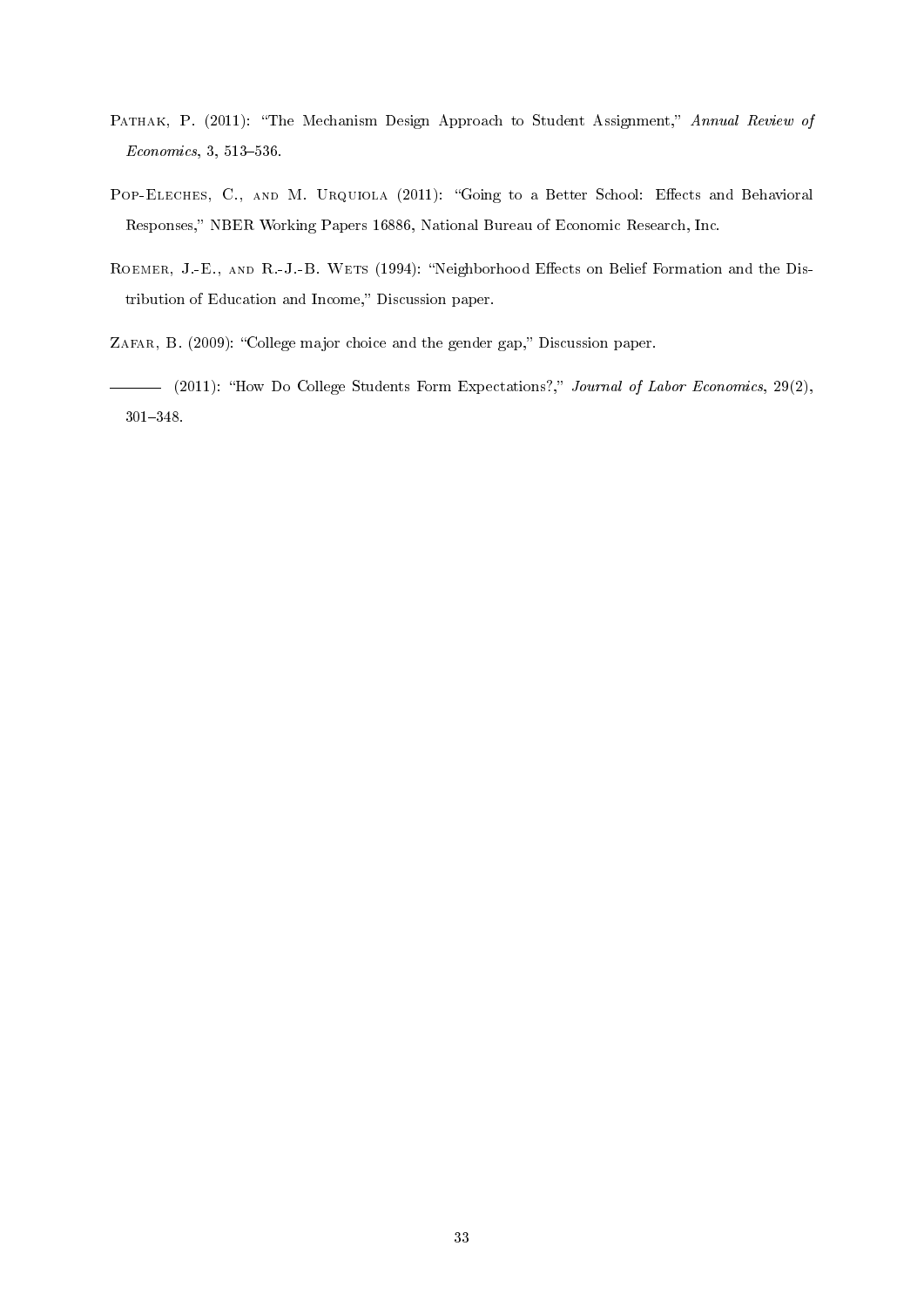Pathak, P. (2011): "The Mechanism Design Approach to Student Assignment," *Annual Review of Economics*, 3, 513–536.

Pop-Eleches, C., and M. Urquiola (2011): "Going to a Better School: Effects and Behavioral Responses," NBER Working Papers 16886, National Bureau of Economic Research, Inc.

Roemer, J.-E., and R.-J.-B. Wets (1994): "Neighborhood Effects on Belief Formation and the Distribution of Education and Income," Discussion paper.

Zafar, B. (2009): "College major choice and the gender gap," Discussion paper.

——— (2011): "How Do College Students Form Expectations?," *Journal of Labor Economics*, 29(2), 301–348.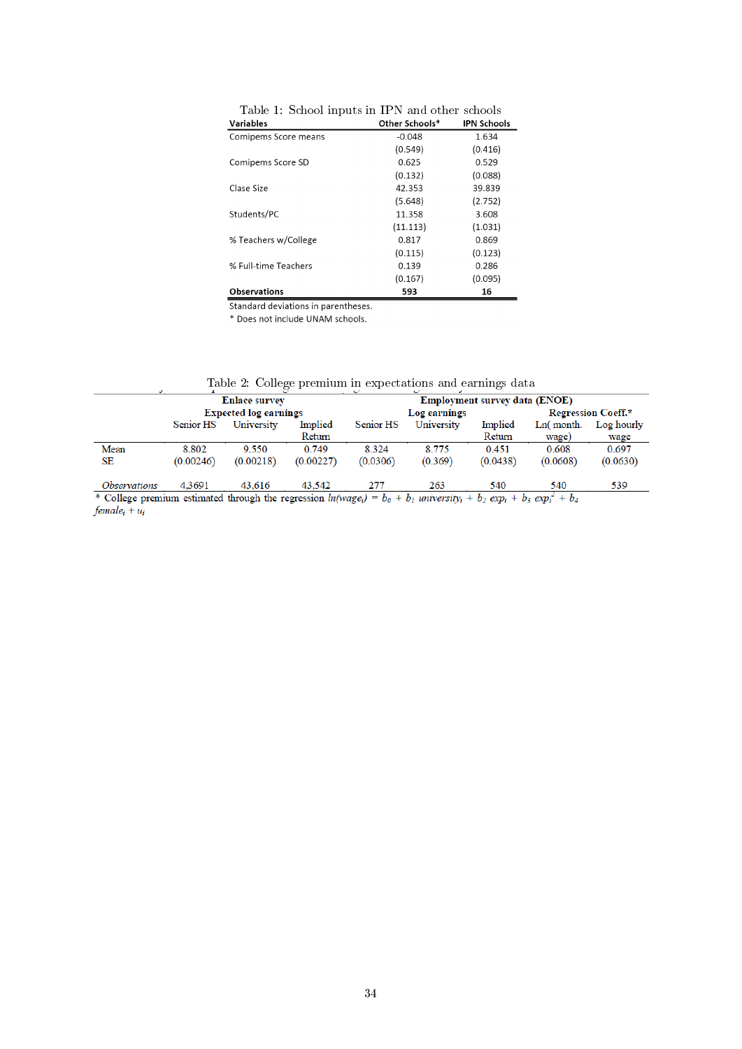Table 1: School inputs in IPN and other schools

| Variables | Other Schools* | IPN Schools |
|---|---|---|
| Comipems Score means | -0.048 | 1.634 |
| | (0.549) | (0.416) |
| Comipems Score SD | 0.625 | 0.529 |
| | (0.132) | (0.088) |
| Clase Size | 42.353 | 39.839 |
| | (5.648) | (2.752) |
| Students/PC | 11.358 | 3.608 |
| | (11.113) | (1.031) |
| % Teachers w/College | 0.817 | 0.869 |
| | (0.115) | (0.123) |
| % Full-time Teachers | 0.139 | 0.286 |
| | (0.167) | (0.095) |
| **Observations** | **593** | **16** |

Standard deviations in parentheses.
* Does not include UNAM schools.

Table 2: College premium in expectations and earnings data

| | Enlace survey | | | Employment survey data (ENOE) | | | | |
|---|---|---|---|---|---|---|---|---|
| | Expected log earnings | | | Log earnings | | | Regression Coeff.* | |
| | Senior HS | University | Implied Return | Senior HS | University | Implied Return | Ln( month. wage) | Log hourly wage |
| Mean | 8.802 | 9.550 | 0.749 | 8.324 | 8.775 | 0.451 | 0.608 | 0.697 |
| SE | (0.00246) | (0.00218) | (0.00227) | (0.0306) | (0.369) | (0.0438) | (0.0608) | (0.0630) |
| *Observations* | 4,3691 | 43,616 | 43,542 | 277 | 263 | 540 | 540 | 539 |

* College premium estimated through the regression $ln(wage_i) = b_0 + b_1\ university_i + b_2\ exp_i + b_3\ exp_i^2 + b_4\ female_i + u_i$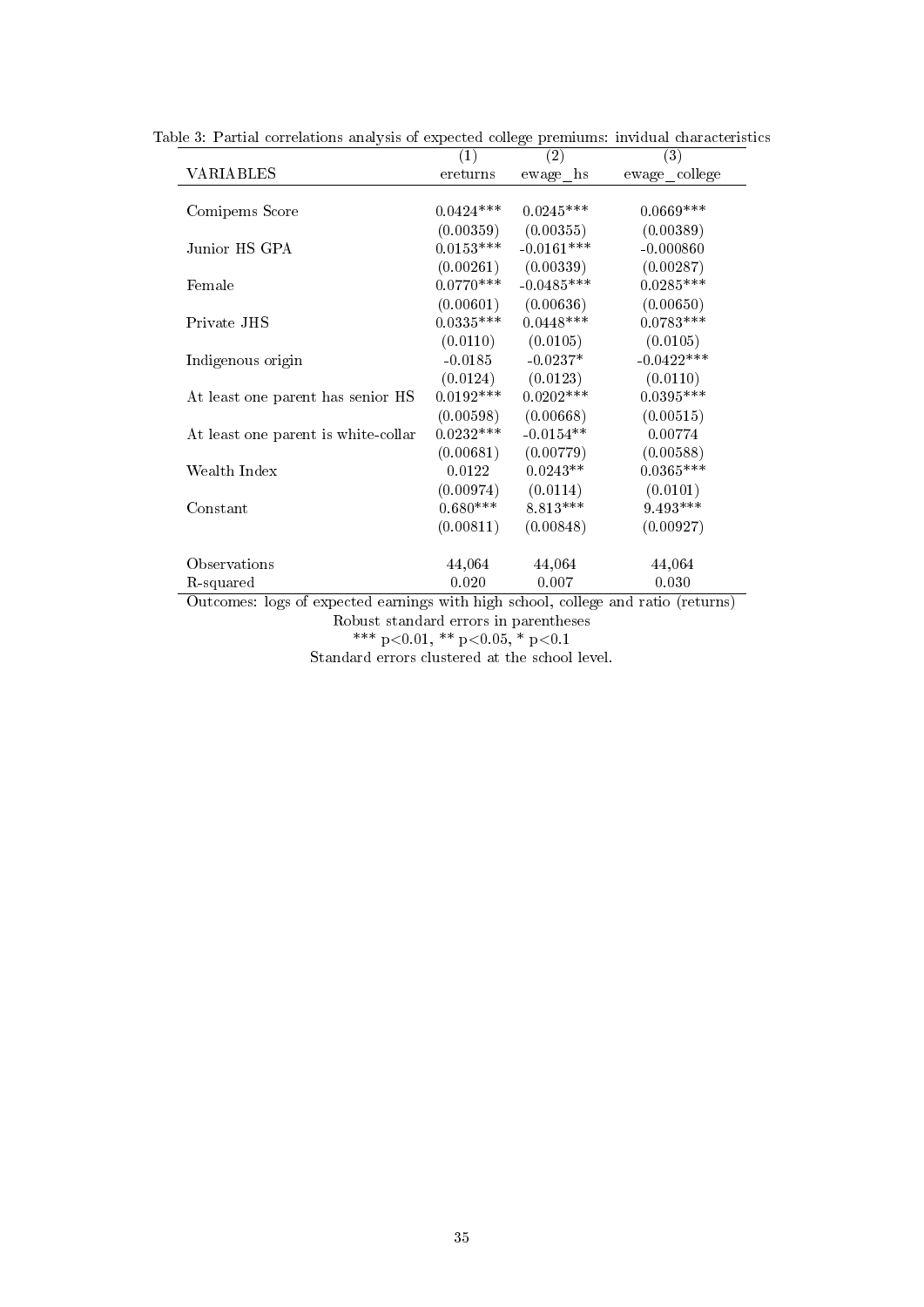Table 3: Partial correlations analysis of expected college premiums: invidual characteristics

| | (1) | (2) | (3) |
|---|---|---|---|
| VARIABLES | ereturns | ewage_hs | ewage_college |
| Comipems Score | 0.0424*** | 0.0245*** | 0.0669*** |
| | (0.00359) | (0.00355) | (0.00389) |
| Junior HS GPA | 0.0153*** | -0.0161*** | -0.000860 |
| | (0.00261) | (0.00339) | (0.00287) |
| Female | 0.0770*** | -0.0485*** | 0.0285*** |
| | (0.00601) | (0.00636) | (0.00650) |
| Private JHS | 0.0335*** | 0.0448*** | 0.0783*** |
| | (0.0110) | (0.0105) | (0.0105) |
| Indigenous origin | -0.0185 | -0.0237* | -0.0422*** |
| | (0.0124) | (0.0123) | (0.0110) |
| At least one parent has senior HS | 0.0192*** | 0.0202*** | 0.0395*** |
| | (0.00598) | (0.00668) | (0.00515) |
| At least one parent is white-collar | 0.0232*** | -0.0154** | 0.00774 |
| | (0.00681) | (0.00779) | (0.00588) |
| Wealth Index | 0.0122 | 0.0243** | 0.0365*** |
| | (0.00974) | (0.0114) | (0.0101) |
| Constant | 0.680*** | 8.813*** | 9.493*** |
| | (0.00811) | (0.00848) | (0.00927) |
| Observations | 44,064 | 44,064 | 44,064 |
| R-squared | 0.020 | 0.007 | 0.030 |

Outcomes: logs of expected earnings with high school, college and ratio (returns)

Robust standard errors in parentheses

*** $p<0.01$, ** $p<0.05$, * $p<0.1$

Standard errors clustered at the school level.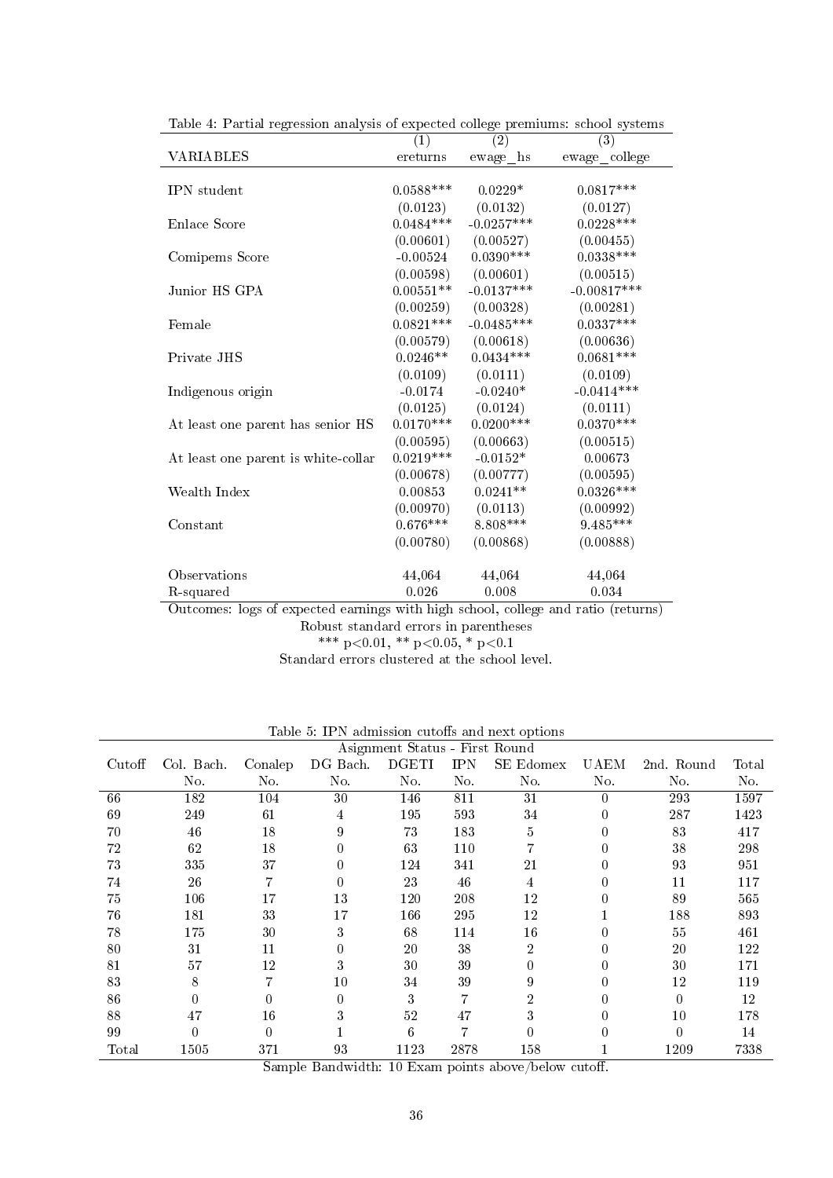Table 4: Partial regression analysis of expected college premiums: school systems

| VARIABLES | (1) ereturns | (2) ewage_hs | (3) ewage_college |
|---|---|---|---|
| IPN student | 0.0588*** | 0.0229* | 0.0817*** |
| | (0.0123) | (0.0132) | (0.0127) |
| Enlace Score | 0.0484*** | -0.0257*** | 0.0228*** |
| | (0.00601) | (0.00527) | (0.00455) |
| Comipems Score | -0.00524 | 0.0390*** | 0.0338*** |
| | (0.00598) | (0.00601) | (0.00515) |
| Junior HS GPA | 0.00551** | -0.0137*** | -0.00817*** |
| | (0.00259) | (0.00328) | (0.00281) |
| Female | 0.0821*** | -0.0485*** | 0.0337*** |
| | (0.00579) | (0.00618) | (0.00636) |
| Private JHS | 0.0246** | 0.0434*** | 0.0681*** |
| | (0.0109) | (0.0111) | (0.0109) |
| Indigenous origin | -0.0174 | -0.0240* | -0.0414*** |
| | (0.0125) | (0.0124) | (0.0111) |
| At least one parent has senior HS | 0.0170*** | 0.0200*** | 0.0370*** |
| | (0.00595) | (0.00663) | (0.00515) |
| At least one parent is white-collar | 0.0219*** | -0.0152* | 0.00673 |
| | (0.00678) | (0.00777) | (0.00595) |
| Wealth Index | 0.00853 | 0.0241** | 0.0326*** |
| | (0.00970) | (0.0113) | (0.00992) |
| Constant | 0.676*** | 8.808*** | 9.485*** |
| | (0.00780) | (0.00868) | (0.00888) |
| Observations | 44,064 | 44,064 | 44,064 |
| R-squared | 0.026 | 0.008 | 0.034 |

Outcomes: logs of expected earnings with high school, college and ratio (returns)
Robust standard errors in parentheses
*** p<0.01, ** p<0.05, * p<0.1
Standard errors clustered at the school level.

Table 5: IPN admission cutoffs and next options

| | Asignment Status - First Round | | | | | | | | |
|---|---|---|---|---|---|---|---|---|---|
| Cutoff | Col. Bach. No. | Conalep No. | DG Bach. No. | DGETI No. | IPN No. | SE Edomex No. | UAEM No. | 2nd. Round No. | Total No. |
| 66 | 182 | 104 | 30 | 146 | 811 | 31 | 0 | 293 | 1597 |
| 69 | 249 | 61 | 4 | 195 | 593 | 34 | 0 | 287 | 1423 |
| 70 | 46 | 18 | 9 | 73 | 183 | 5 | 0 | 83 | 417 |
| 72 | 62 | 18 | 0 | 63 | 110 | 7 | 0 | 38 | 298 |
| 73 | 335 | 37 | 0 | 124 | 341 | 21 | 0 | 93 | 951 |
| 74 | 26 | 7 | 0 | 23 | 46 | 4 | 0 | 11 | 117 |
| 75 | 106 | 17 | 13 | 120 | 208 | 12 | 0 | 89 | 565 |
| 76 | 181 | 33 | 17 | 166 | 295 | 12 | 1 | 188 | 893 |
| 78 | 175 | 30 | 3 | 68 | 114 | 16 | 0 | 55 | 461 |
| 80 | 31 | 11 | 0 | 20 | 38 | 2 | 0 | 20 | 122 |
| 81 | 57 | 12 | 3 | 30 | 39 | 0 | 0 | 30 | 171 |
| 83 | 8 | 7 | 10 | 34 | 39 | 9 | 0 | 12 | 119 |
| 86 | 0 | 0 | 0 | 3 | 7 | 2 | 0 | 0 | 12 |
| 88 | 47 | 16 | 3 | 52 | 47 | 3 | 0 | 10 | 178 |
| 99 | 0 | 0 | 1 | 6 | 7 | 0 | 0 | 0 | 14 |
| Total | 1505 | 371 | 93 | 1123 | 2878 | 158 | 1 | 1209 | 7338 |

Sample Bandwidth: 10 Exam points above/below cutoff.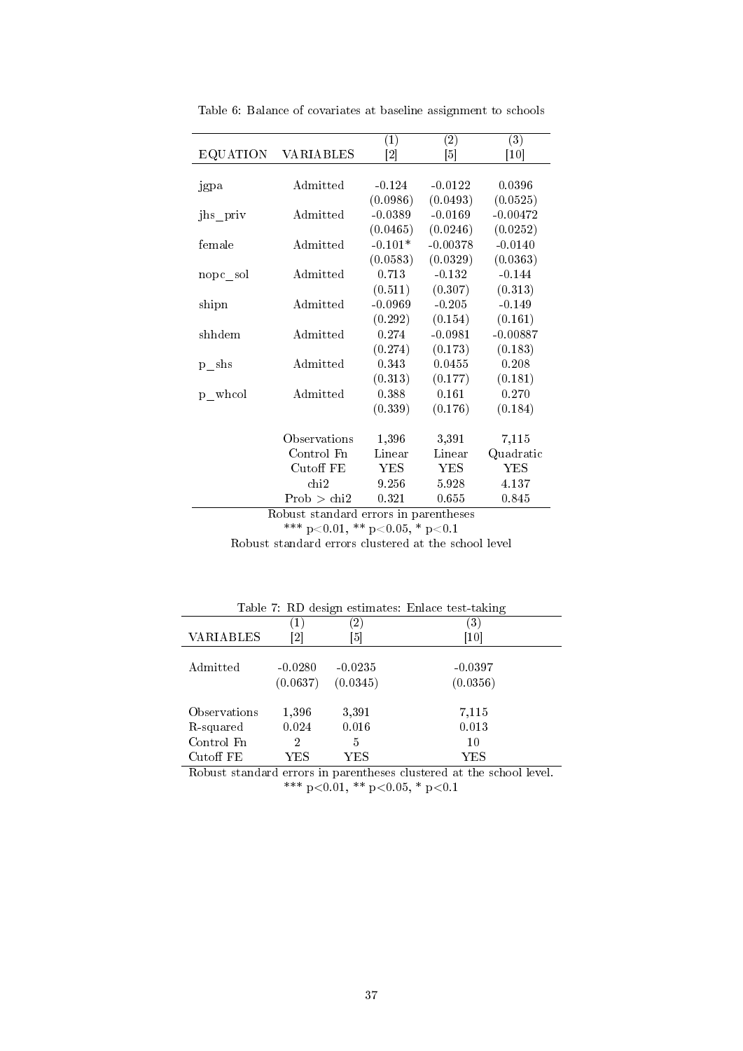Table 6: Balance of covariates at baseline assignment to schools

| EQUATION | VARIABLES | (1) [2] | (2) [5] | (3) [10] |
|---|---|---|---|---|
| jgpa | Admitted | -0.124 | -0.0122 | 0.0396 |
| | | (0.0986) | (0.0493) | (0.0525) |
| jhs_priv | Admitted | -0.0389 | -0.0169 | -0.00472 |
| | | (0.0465) | (0.0246) | (0.0252) |
| female | Admitted | -0.101* | -0.00378 | -0.0140 |
| | | (0.0583) | (0.0329) | (0.0363) |
| nopc_sol | Admitted | 0.713 | -0.132 | -0.144 |
| | | (0.511) | (0.307) | (0.313) |
| shipn | Admitted | -0.0969 | -0.205 | -0.149 |
| | | (0.292) | (0.154) | (0.161) |
| shhdem | Admitted | 0.274 | -0.0981 | -0.00887 |
| | | (0.274) | (0.173) | (0.183) |
| p_shs | Admitted | 0.343 | 0.0455 | 0.208 |
| | | (0.313) | (0.177) | (0.181) |
| p_whcol | Admitted | 0.388 | 0.161 | 0.270 |
| | | (0.339) | (0.176) | (0.184) |
| | Observations | 1,396 | 3,391 | 7,115 |
| | Control Fn | Linear | Linear | Quadratic |
| | Cutoff FE | YES | YES | YES |
| | chi2 | 9.256 | 5.928 | 4.137 |
| | Prob > chi2 | 0.321 | 0.655 | 0.845 |

Robust standard errors in parentheses

*** p<0.01, ** p<0.05, * p<0.1

Robust standard errors clustered at the school level

Table 7: RD design estimates: Enlace test-taking

| VARIABLES | (1) [2] | (2) [5] | (3) [10] |
|---|---|---|---|
| Admitted | -0.0280 | -0.0235 | -0.0397 |
| | (0.0637) | (0.0345) | (0.0356) |
| Observations | 1,396 | 3,391 | 7,115 |
| R-squared | 0.024 | 0.016 | 0.013 |
| Control Fn | 2 | 5 | 10 |
| Cutoff FE | YES | YES | YES |

Robust standard errors in parentheses clustered at the school level.

*** p<0.01, ** p<0.05, * p<0.1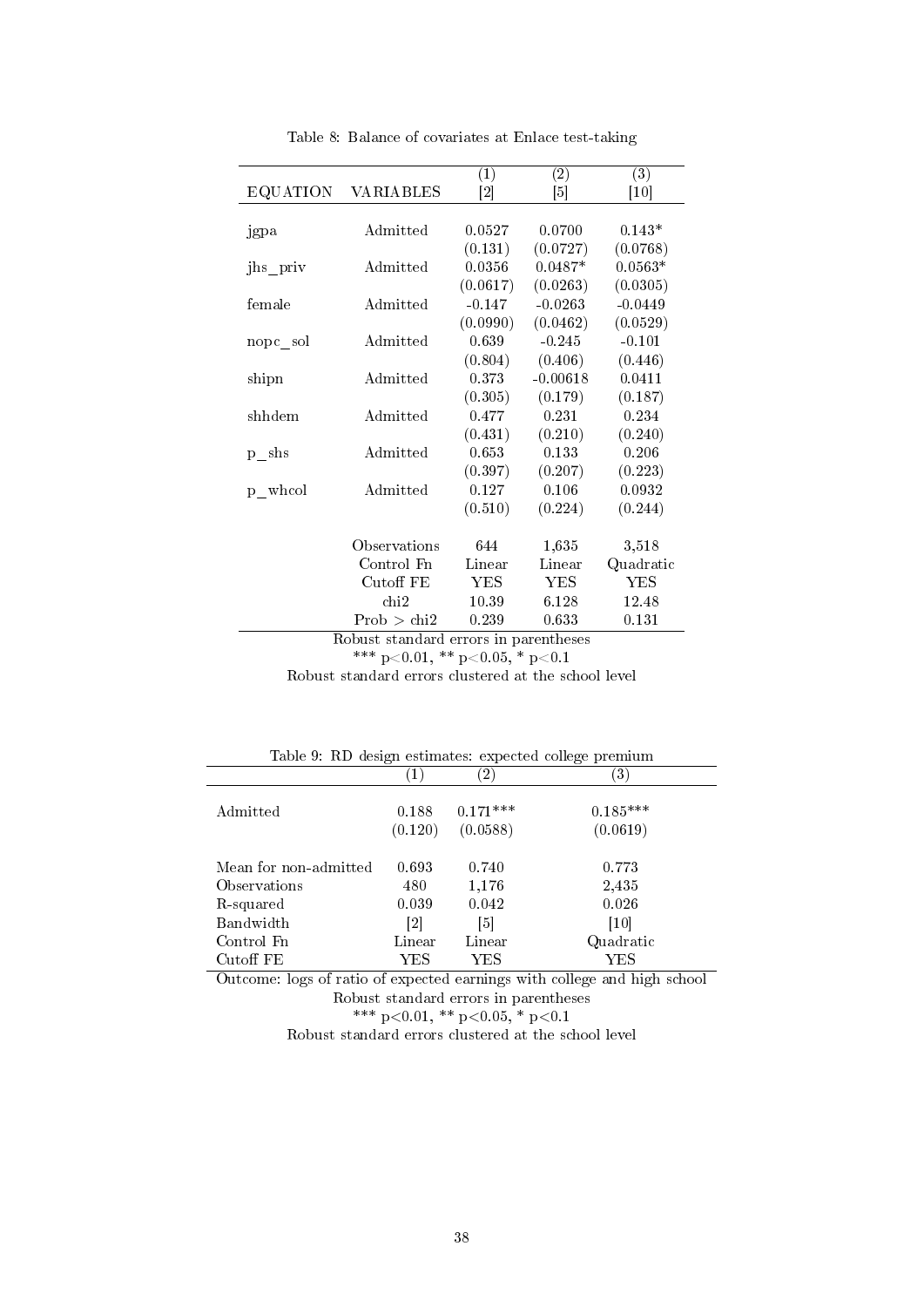Table 8: Balance of covariates at Enlace test-taking

| EQUATION | VARIABLES | (1) [2] | (2) [5] | (3) [10] |
|---|---|---|---|---|
| jgpa | Admitted | 0.0527 | 0.0700 | 0.143* |
| | | (0.131) | (0.0727) | (0.0768) |
| jhs_priv | Admitted | 0.0356 | 0.0487* | 0.0563* |
| | | (0.0617) | (0.0263) | (0.0305) |
| female | Admitted | -0.147 | -0.0263 | -0.0449 |
| | | (0.0990) | (0.0462) | (0.0529) |
| nopc_sol | Admitted | 0.639 | -0.245 | -0.101 |
| | | (0.804) | (0.406) | (0.446) |
| shipn | Admitted | 0.373 | -0.00618 | 0.0411 |
| | | (0.305) | (0.179) | (0.187) |
| shhdem | Admitted | 0.477 | 0.231 | 0.234 |
| | | (0.431) | (0.210) | (0.240) |
| p_shs | Admitted | 0.653 | 0.133 | 0.206 |
| | | (0.397) | (0.207) | (0.223) |
| p_whcol | Admitted | 0.127 | 0.106 | 0.0932 |
| | | (0.510) | (0.224) | (0.244) |
| | Observations | 644 | 1,635 | 3,518 |
| | Control Fn | Linear | Linear | Quadratic |
| | Cutoff FE | YES | YES | YES |
| | chi2 | 10.39 | 6.128 | 12.48 |
| | Prob > chi2 | 0.239 | 0.633 | 0.131 |

Robust standard errors in parentheses

*** p<0.01, ** p<0.05, * p<0.1

Robust standard errors clustered at the school level

Table 9: RD design estimates: expected college premium

| | (1) | (2) | (3) |
|---|---|---|---|
| Admitted | 0.188 | 0.171*** | 0.185*** |
| | (0.120) | (0.0588) | (0.0619) |
| Mean for non-admitted | 0.693 | 0.740 | 0.773 |
| Observations | 480 | 1,176 | 2,435 |
| R-squared | 0.039 | 0.042 | 0.026 |
| Bandwidth | [2] | [5] | [10] |
| Control Fn | Linear | Linear | Quadratic |
| Cutoff FE | YES | YES | YES |

Outcome: logs of ratio of expected earnings with college and high school

Robust standard errors in parentheses

*** p<0.01, ** p<0.05, * p<0.1

Robust standard errors clustered at the school level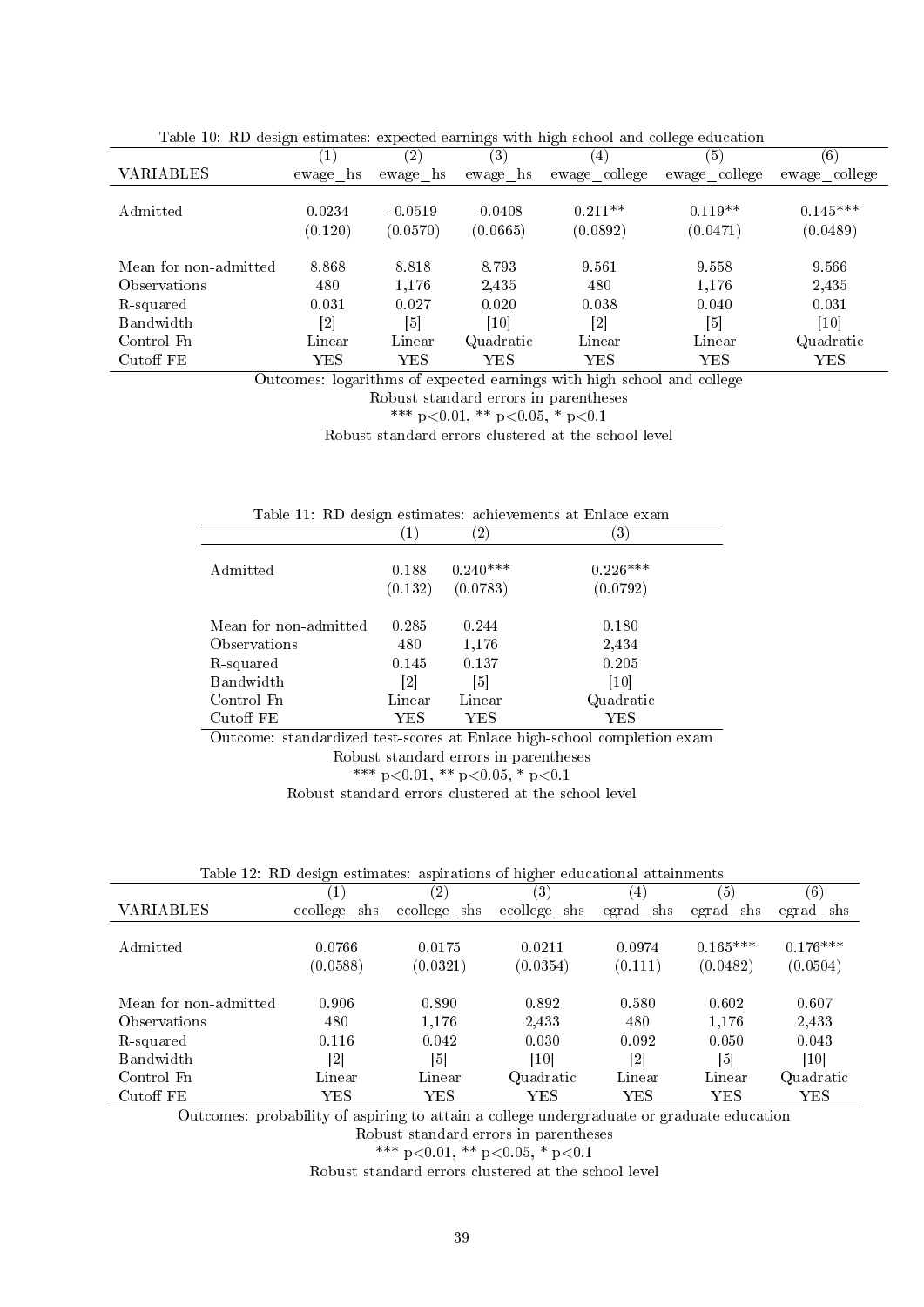Table 10: RD design estimates: expected earnings with high school and college education

| | (1) | (2) | (3) | (4) | (5) | (6) |
|---|---|---|---|---|---|---|
| VARIABLES | ewage_hs | ewage_hs | ewage_hs | ewage_college | ewage_college | ewage_college |
| Admitted | 0.0234 | -0.0519 | -0.0408 | 0.211** | 0.119** | 0.145*** |
| | (0.120) | (0.0570) | (0.0665) | (0.0892) | (0.0471) | (0.0489) |
| Mean for non-admitted | 8.868 | 8.818 | 8.793 | 9.561 | 9.558 | 9.566 |
| Observations | 480 | 1,176 | 2,435 | 480 | 1,176 | 2,435 |
| R-squared | 0.031 | 0.027 | 0.020 | 0.038 | 0.040 | 0.031 |
| Bandwidth | [2] | [5] | [10] | [2] | [5] | [10] |
| Control Fn | Linear | Linear | Quadratic | Linear | Linear | Quadratic |
| Cutoff FE | YES | YES | YES | YES | YES | YES |

Outcomes: logarithms of expected earnings with high school and college

Robust standard errors in parentheses

*** p<0.01, ** p<0.05, * p<0.1

Robust standard errors clustered at the school level

Table 11: RD design estimates: achievements at Enlace exam

| | (1) | (2) | (3) |
|---|---|---|---|
| Admitted | 0.188 | 0.240*** | 0.226*** |
| | (0.132) | (0.0783) | (0.0792) |
| Mean for non-admitted | 0.285 | 0.244 | 0.180 |
| Observations | 480 | 1,176 | 2,434 |
| R-squared | 0.145 | 0.137 | 0.205 |
| Bandwidth | [2] | [5] | [10] |
| Control Fn | Linear | Linear | Quadratic |
| Cutoff FE | YES | YES | YES |

Outcome: standardized test-scores at Enlace high-school completion exam

Robust standard errors in parentheses

*** p<0.01, ** p<0.05, * p<0.1

Robust standard errors clustered at the school level

Table 12: RD design estimates: aspirations of higher educational attainments

| | (1) | (2) | (3) | (4) | (5) | (6) |
|---|---|---|---|---|---|---|
| VARIABLES | ecollege_shs | ecollege_shs | ecollege_shs | egrad_shs | egrad_shs | egrad_shs |
| Admitted | 0.0766 | 0.0175 | 0.0211 | 0.0974 | 0.165*** | 0.176*** |
| | (0.0588) | (0.0321) | (0.0354) | (0.111) | (0.0482) | (0.0504) |
| Mean for non-admitted | 0.906 | 0.890 | 0.892 | 0.580 | 0.602 | 0.607 |
| Observations | 480 | 1,176 | 2,433 | 480 | 1,176 | 2,433 |
| R-squared | 0.116 | 0.042 | 0.030 | 0.092 | 0.050 | 0.043 |
| Bandwidth | [2] | [5] | [10] | [2] | [5] | [10] |
| Control Fn | Linear | Linear | Quadratic | Linear | Linear | Quadratic |
| Cutoff FE | YES | YES | YES | YES | YES | YES |

Outcomes: probability of aspiring to attain a college undergraduate or graduate education

Robust standard errors in parentheses

*** p<0.01, ** p<0.05, * p<0.1

Robust standard errors clustered at the school level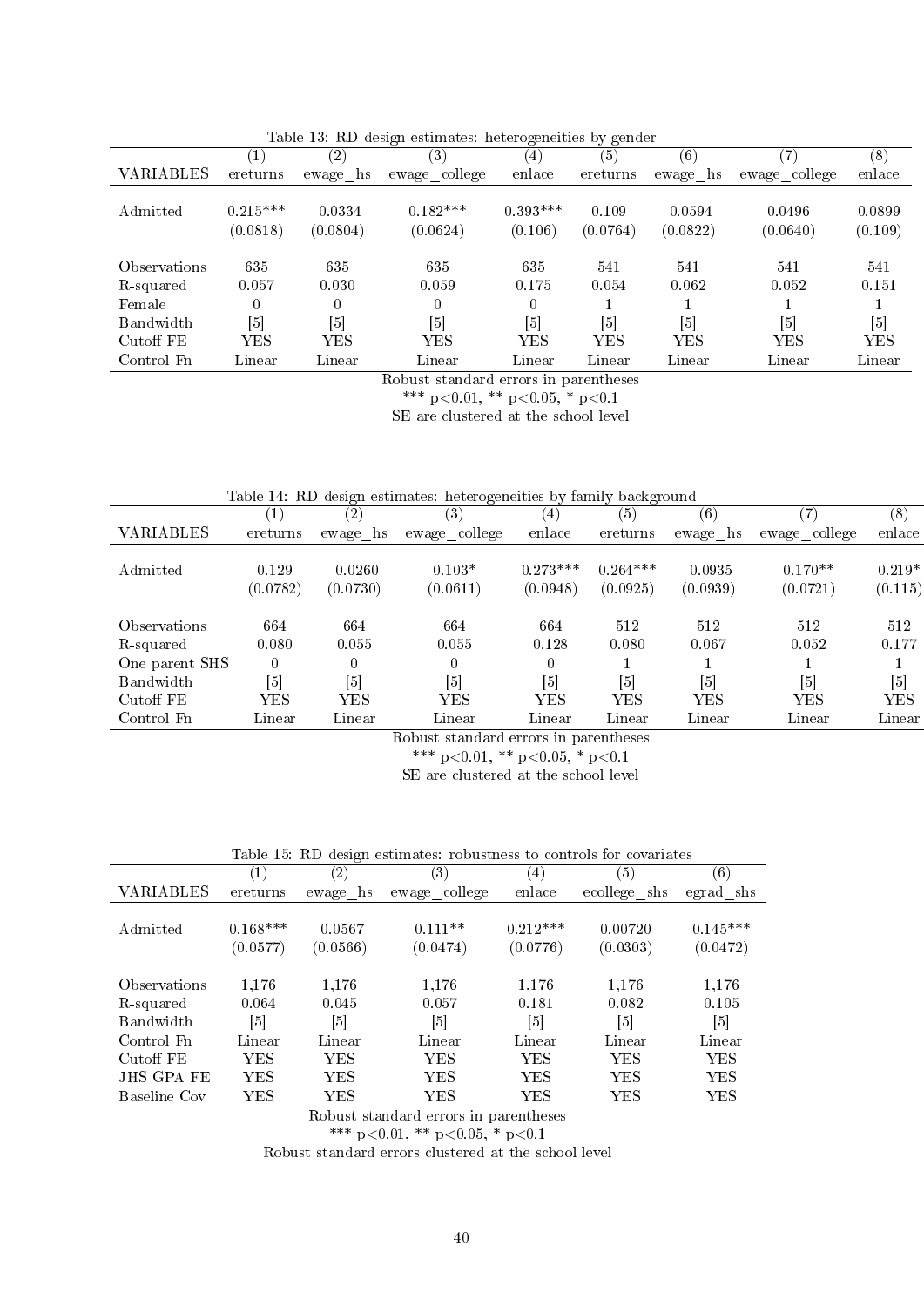Table 13: RD design estimates: heterogeneities by gender

| VARIABLES | (1) ereturns | (2) ewage_hs | (3) ewage_college | (4) enlace | (5) ereturns | (6) ewage_hs | (7) ewage_college | (8) enlace |
|---|---|---|---|---|---|---|---|---|
| Admitted | 0.215*** | -0.0334 | 0.182*** | 0.393*** | 0.109 | -0.0594 | 0.0496 | 0.0899 |
| | (0.0818) | (0.0804) | (0.0624) | (0.106) | (0.0764) | (0.0822) | (0.0640) | (0.109) |
| Observations | 635 | 635 | 635 | 635 | 541 | 541 | 541 | 541 |
| R-squared | 0.057 | 0.030 | 0.059 | 0.175 | 0.054 | 0.062 | 0.052 | 0.151 |
| Female | 0 | 0 | 0 | 0 | 1 | 1 | 1 | 1 |
| Bandwidth | [5] | [5] | [5] | [5] | [5] | [5] | [5] | [5] |
| Cutoff FE | YES | YES | YES | YES | YES | YES | YES | YES |
| Control Fn | Linear | Linear | Linear | Linear | Linear | Linear | Linear | Linear |

Robust standard errors in parentheses
*** p<0.01, ** p<0.05, * p<0.1
SE are clustered at the school level

Table 14: RD design estimates: heterogeneities by family background

| VARIABLES | (1) ereturns | (2) ewage_hs | (3) ewage_college | (4) enlace | (5) ereturns | (6) ewage_hs | (7) ewage_college | (8) enlace |
|---|---|---|---|---|---|---|---|---|
| Admitted | 0.129 | -0.0260 | 0.103* | 0.273*** | 0.264*** | -0.0935 | 0.170** | 0.219* |
| | (0.0782) | (0.0730) | (0.0611) | (0.0948) | (0.0925) | (0.0939) | (0.0721) | (0.115) |
| Observations | 664 | 664 | 664 | 664 | 512 | 512 | 512 | 512 |
| R-squared | 0.080 | 0.055 | 0.055 | 0.128 | 0.080 | 0.067 | 0.052 | 0.177 |
| One parent SHS | 0 | 0 | 0 | 0 | 1 | 1 | 1 | 1 |
| Bandwidth | [5] | [5] | [5] | [5] | [5] | [5] | [5] | [5] |
| Cutoff FE | YES | YES | YES | YES | YES | YES | YES | YES |
| Control Fn | Linear | Linear | Linear | Linear | Linear | Linear | Linear | Linear |

Robust standard errors in parentheses
*** p<0.01, ** p<0.05, * p<0.1
SE are clustered at the school level

Table 15: RD design estimates: robustness to controls for covariates

| VARIABLES | (1) ereturns | (2) ewage_hs | (3) ewage_college | (4) enlace | (5) ecollege_shs | (6) egrad_shs |
|---|---|---|---|---|---|---|
| Admitted | 0.168*** | -0.0567 | 0.111** | 0.212*** | 0.00720 | 0.145*** |
| | (0.0577) | (0.0566) | (0.0474) | (0.0776) | (0.0303) | (0.0472) |
| Observations | 1,176 | 1,176 | 1,176 | 1,176 | 1,176 | 1,176 |
| R-squared | 0.064 | 0.045 | 0.057 | 0.181 | 0.082 | 0.105 |
| Bandwidth | [5] | [5] | [5] | [5] | [5] | [5] |
| Control Fn | Linear | Linear | Linear | Linear | Linear | Linear |
| Cutoff FE | YES | YES | YES | YES | YES | YES |
| JHS GPA FE | YES | YES | YES | YES | YES | YES |
| Baseline Cov | YES | YES | YES | YES | YES | YES |

Robust standard errors in parentheses
*** p<0.01, ** p<0.05, * p<0.1
Robust standard errors clustered at the school level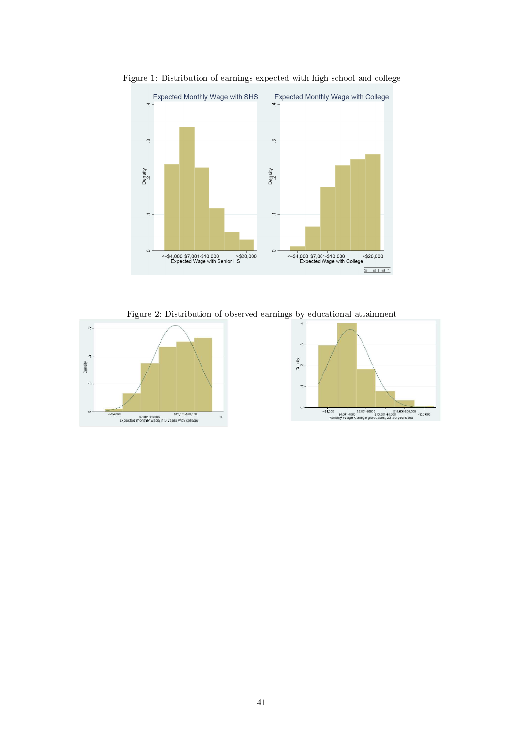Figure 1: Distribution of earnings expected with high school and college

Figure 2: Distribution of observed earnings by educational attainment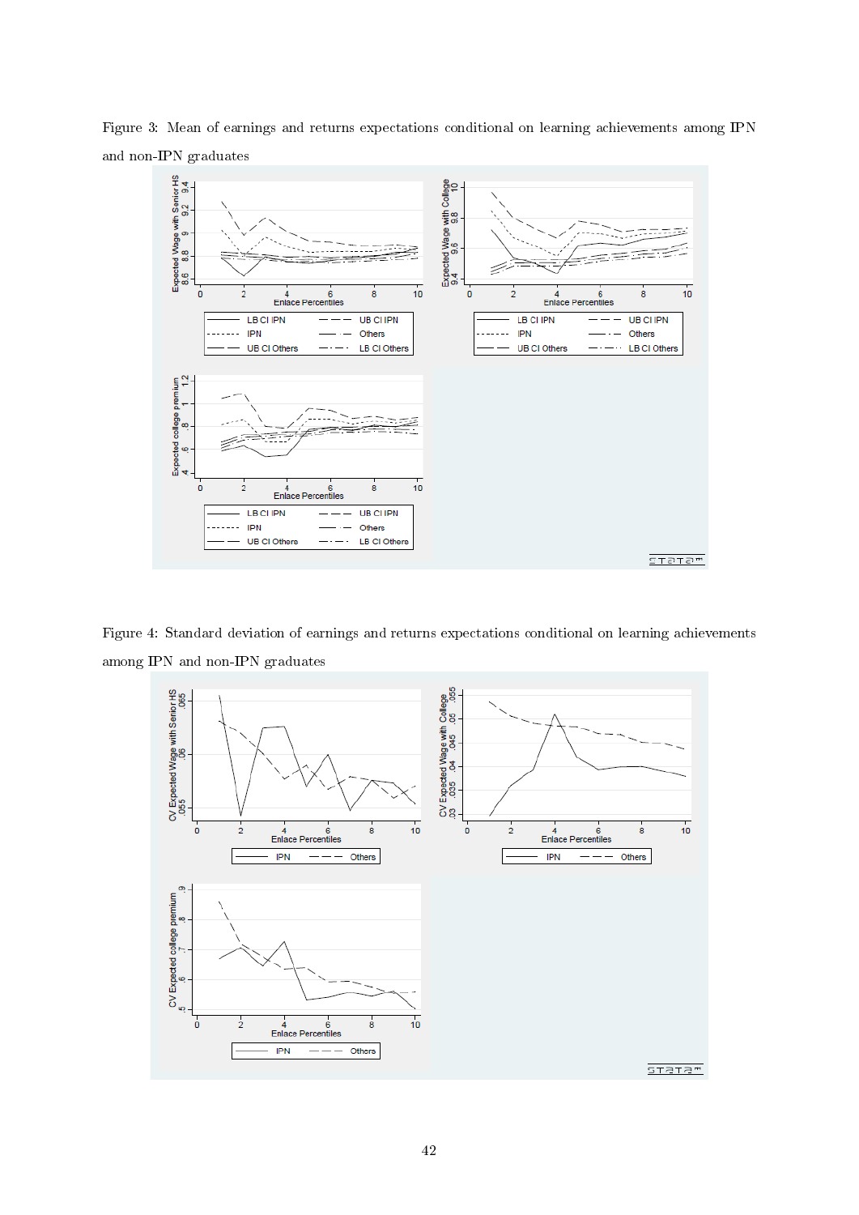Figure 3: Mean of earnings and returns expectations conditional on learning achievements among IPN and non-IPN graduates

Figure 4: Standard deviation of earnings and returns expectations conditional on learning achievements among IPN and non-IPN graduates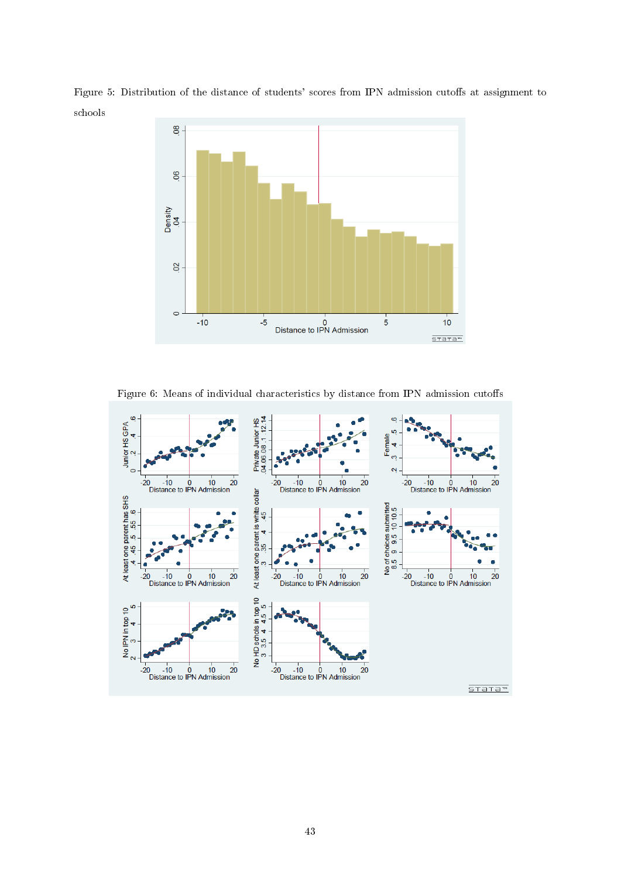Figure 5: Distribution of the distance of students' scores from IPN admission cutoffs at assignment to schools

Figure 6: Means of individual characteristics by distance from IPN admission cutoffs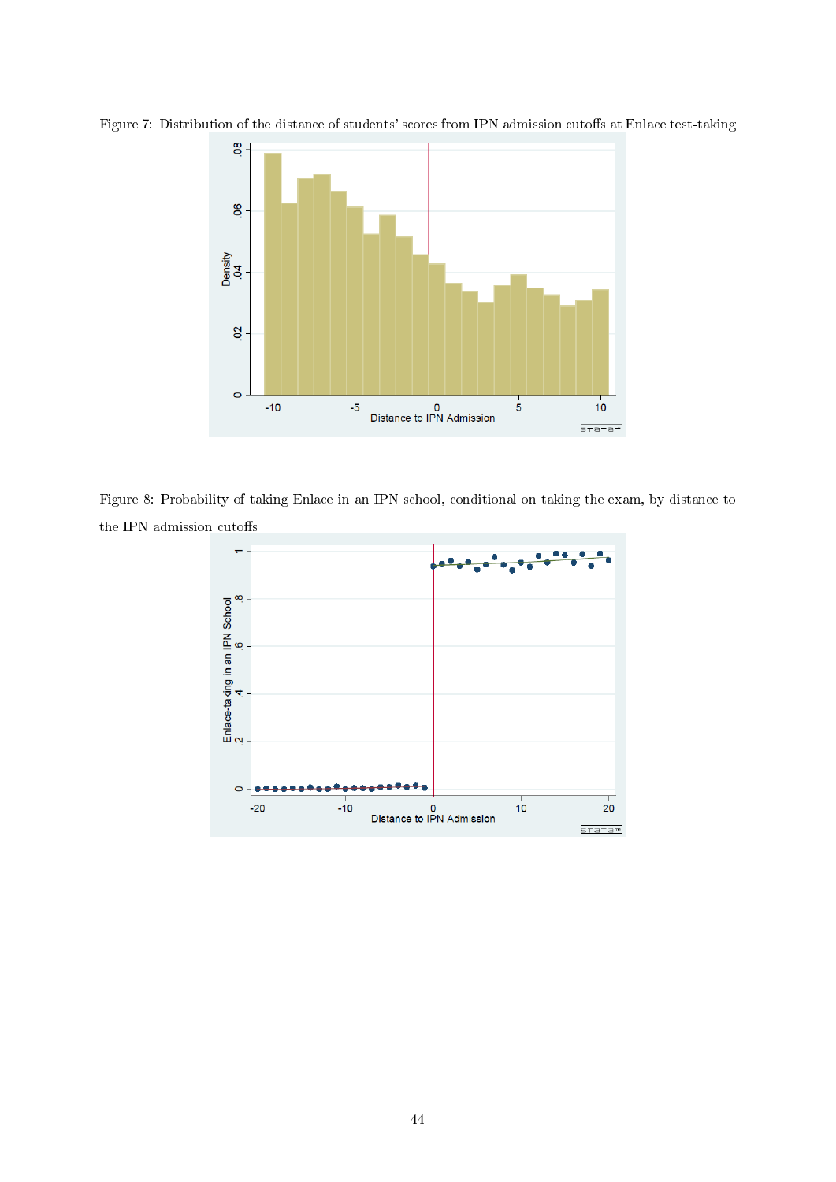Figure 7: Distribution of the distance of students' scores from IPN admission cutoffs at Enlace test-taking

Figure 8: Probability of taking Enlace in an IPN school, conditional on taking the exam, by distance to the IPN admission cutoffs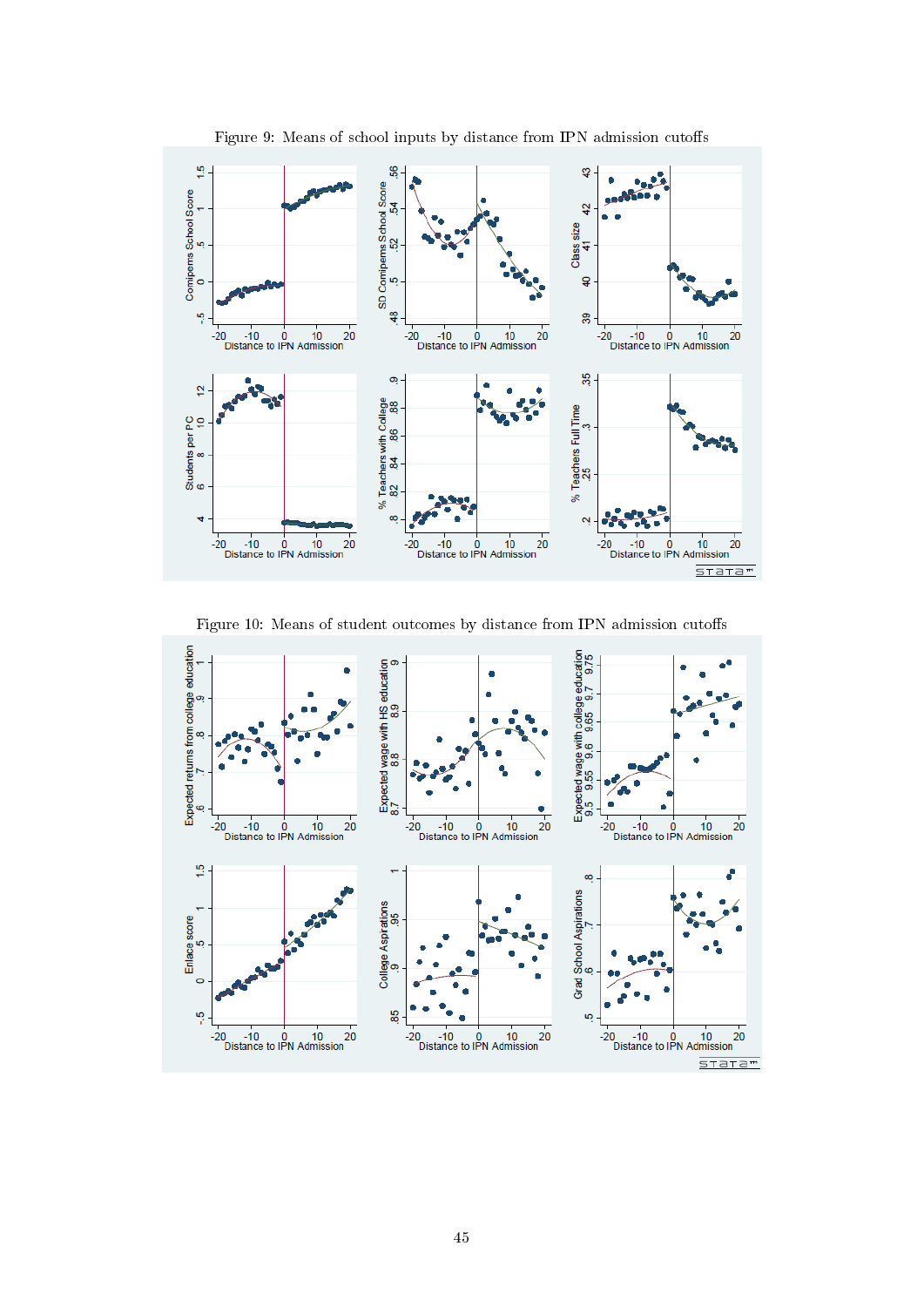Figure 9: Means of school inputs by distance from IPN admission cutoffs

Comipems School Score
-.5
0
.5
1
1.5
-20 -10 0 10 20
Distance to IPN Admission

SD Comipems School Score
.48
.5
.52
.54
.56
-20 -10 0 10 20
Distance to IPN Admission

Class size
39
40
41
42
43
-20 -10 0 10 20
Distance to IPN Admission

Students per PC
4
6
8
10
12
-20 -10 0 10 20
Distance to IPN Admission

% Teachers with College
.8
.82
.84
.86
.88
.9
-20 -10 0 10 20
Distance to IPN Admission

% Teachers Full Time
.2
.25
.3
.35
-20 -10 0 10 20
Distance to IPN Admission

Figure 10: Means of student outcomes by distance from IPN admission cutoffs

Expected returns from college education
.6
.7
.8
.9
1
-20 -10 0 10 20
Distance to IPN Admission

Expected wage with HS education
8.7
8.8
8.9
9
-20 -10 0 10 20
Distance to IPN Admission

Expected wage with college education
9.5
9.55
9.6
9.65
9.7
9.75
-20 -10 0 10 20
Distance to IPN Admission

Enlace score
-.5
0
.5
1
1.5
-20 -10 0 10 20
Distance to IPN Admission

College Aspirations
.85
.9
.95
1
-20 -10 0 10 20
Distance to IPN Admission

Grad School Aspirations
.5
.6
.7
.8
-20 -10 0 10 20
Distance to IPN Admission